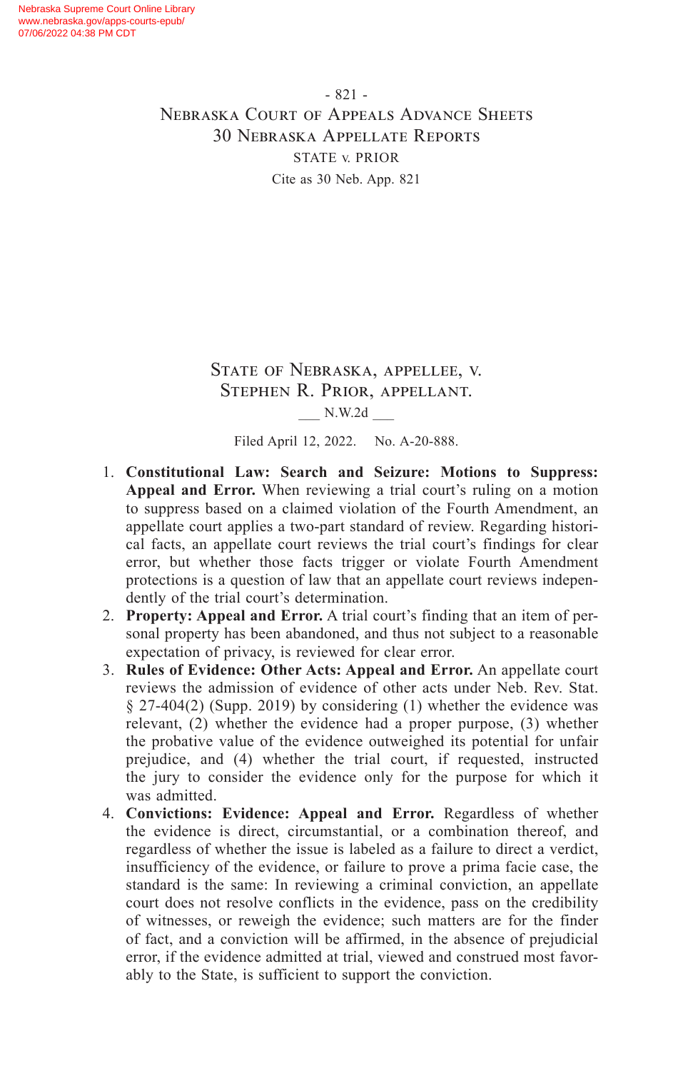# State of Nebraska, appellee, v. Stephen R. Prior, appellant.

___ N.W.2d ___

Filed April 12, 2022. No. A-20-888.

1. **Constitutional Law: Search and Seizure: Motions to Suppress: Appeal and Error.** When reviewing a trial court's ruling on a motion to suppress based on a claimed violation of the Fourth Amendment, an appellate court applies a two-part standard of review. Regarding historical facts, an appellate court reviews the trial court's findings for clear error, but whether those facts trigger or violate Fourth Amendment protections is a question of law that an appellate court reviews independently of the trial court's determination.
2. **Property: Appeal and Error.** A trial court's finding that an item of personal property has been abandoned, and thus not subject to a reasonable expectation of privacy, is reviewed for clear error.
3. **Rules of Evidence: Other Acts: Appeal and Error.** An appellate court reviews the admission of evidence of other acts under Neb. Rev. Stat. § 27-404(2) (Supp. 2019) by considering (1) whether the evidence was relevant, (2) whether the evidence had a proper purpose, (3) whether the probative value of the evidence outweighed its potential for unfair prejudice, and (4) whether the trial court, if requested, instructed the jury to consider the evidence only for the purpose for which it was admitted.
4. **Convictions: Evidence: Appeal and Error.** Regardless of whether the evidence is direct, circumstantial, or a combination thereof, and regardless of whether the issue is labeled as a failure to direct a verdict, insufficiency of the evidence, or failure to prove a prima facie case, the standard is the same: In reviewing a criminal conviction, an appellate court does not resolve conflicts in the evidence, pass on the credibility of witnesses, or reweigh the evidence; such matters are for the finder of fact, and a conviction will be affirmed, in the absence of prejudicial error, if the evidence admitted at trial, viewed and construed most favorably to the State, is sufficient to support the conviction.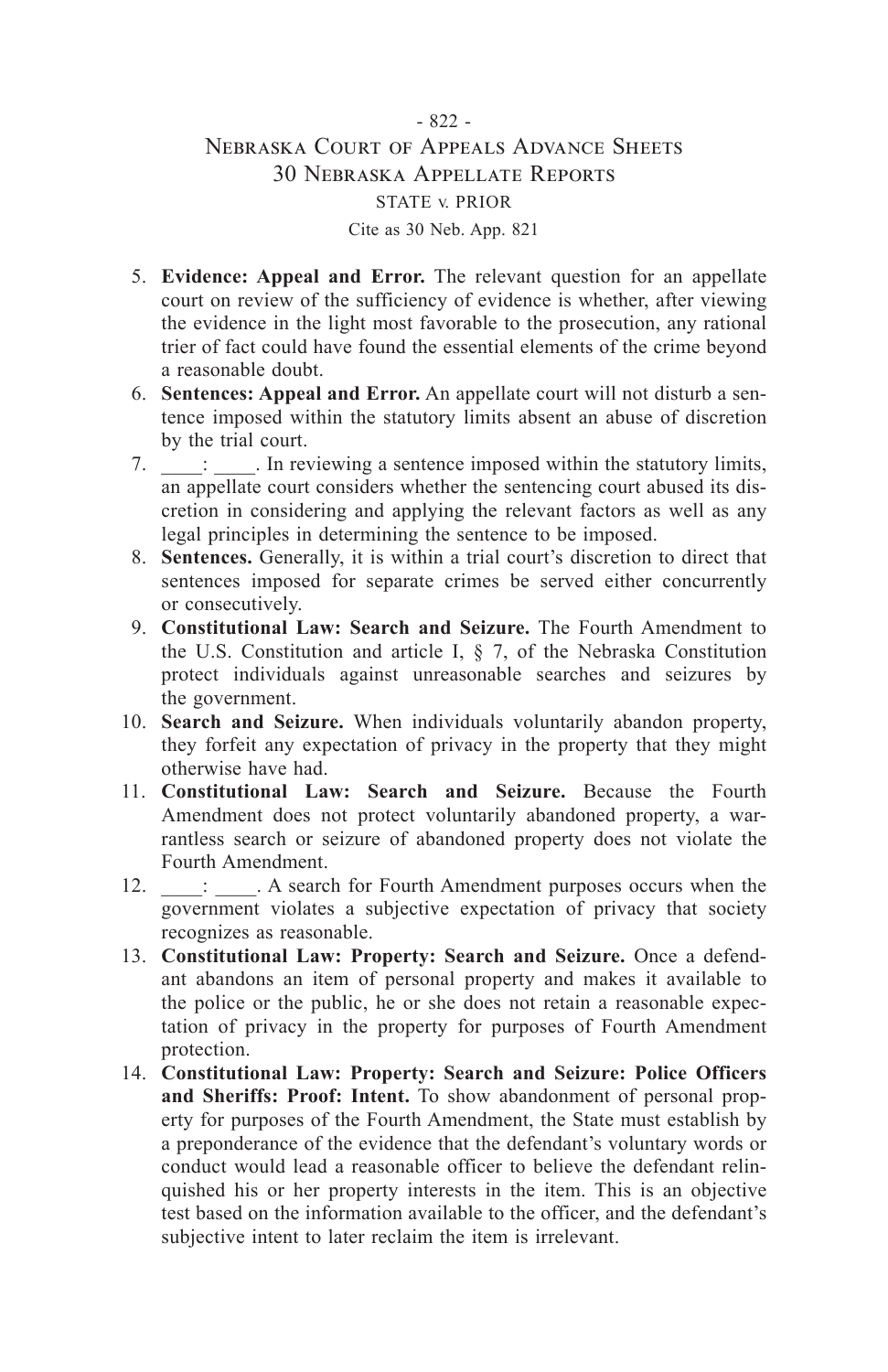5. **Evidence: Appeal and Error.** The relevant question for an appellate court on review of the sufficiency of evidence is whether, after viewing the evidence in the light most favorable to the prosecution, any rational trier of fact could have found the essential elements of the crime beyond a reasonable doubt.
6. **Sentences: Appeal and Error.** An appellate court will not disturb a sentence imposed within the statutory limits absent an abuse of discretion by the trial court.
7. ____: ____. In reviewing a sentence imposed within the statutory limits, an appellate court considers whether the sentencing court abused its discretion in considering and applying the relevant factors as well as any legal principles in determining the sentence to be imposed.
8. **Sentences.** Generally, it is within a trial court's discretion to direct that sentences imposed for separate crimes be served either concurrently or consecutively.
9. **Constitutional Law: Search and Seizure.** The Fourth Amendment to the U.S. Constitution and article I, § 7, of the Nebraska Constitution protect individuals against unreasonable searches and seizures by the government.
10. **Search and Seizure.** When individuals voluntarily abandon property, they forfeit any expectation of privacy in the property that they might otherwise have had.
11. **Constitutional Law: Search and Seizure.** Because the Fourth Amendment does not protect voluntarily abandoned property, a warrantless search or seizure of abandoned property does not violate the Fourth Amendment.
12. ____: ____. A search for Fourth Amendment purposes occurs when the government violates a subjective expectation of privacy that society recognizes as reasonable.
13. **Constitutional Law: Property: Search and Seizure.** Once a defendant abandons an item of personal property and makes it available to the police or the public, he or she does not retain a reasonable expectation of privacy in the property for purposes of Fourth Amendment protection.
14. **Constitutional Law: Property: Search and Seizure: Police Officers and Sheriffs: Proof: Intent.** To show abandonment of personal property for purposes of the Fourth Amendment, the State must establish by a preponderance of the evidence that the defendant's voluntary words or conduct would lead a reasonable officer to believe the defendant relinquished his or her property interests in the item. This is an objective test based on the information available to the officer, and the defendant's subjective intent to later reclaim the item is irrelevant.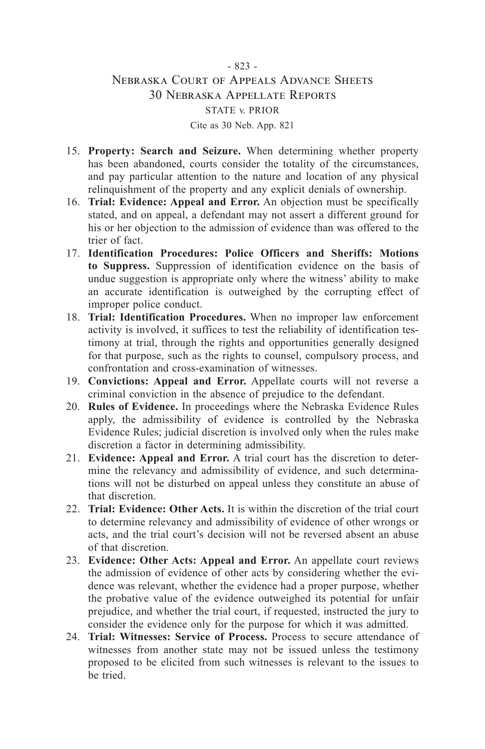15. **Property: Search and Seizure.** When determining whether property has been abandoned, courts consider the totality of the circumstances, and pay particular attention to the nature and location of any physical relinquishment of the property and any explicit denials of ownership.
16. **Trial: Evidence: Appeal and Error.** An objection must be specifically stated, and on appeal, a defendant may not assert a different ground for his or her objection to the admission of evidence than was offered to the trier of fact.
17. **Identification Procedures: Police Officers and Sheriffs: Motions to Suppress.** Suppression of identification evidence on the basis of undue suggestion is appropriate only where the witness' ability to make an accurate identification is outweighed by the corrupting effect of improper police conduct.
18. **Trial: Identification Procedures.** When no improper law enforcement activity is involved, it suffices to test the reliability of identification testimony at trial, through the rights and opportunities generally designed for that purpose, such as the rights to counsel, compulsory process, and confrontation and cross-examination of witnesses.
19. **Convictions: Appeal and Error.** Appellate courts will not reverse a criminal conviction in the absence of prejudice to the defendant.
20. **Rules of Evidence.** In proceedings where the Nebraska Evidence Rules apply, the admissibility of evidence is controlled by the Nebraska Evidence Rules; judicial discretion is involved only when the rules make discretion a factor in determining admissibility.
21. **Evidence: Appeal and Error.** A trial court has the discretion to determine the relevancy and admissibility of evidence, and such determinations will not be disturbed on appeal unless they constitute an abuse of that discretion.
22. **Trial: Evidence: Other Acts.** It is within the discretion of the trial court to determine relevancy and admissibility of evidence of other wrongs or acts, and the trial court's decision will not be reversed absent an abuse of that discretion.
23. **Evidence: Other Acts: Appeal and Error.** An appellate court reviews the admission of evidence of other acts by considering whether the evidence was relevant, whether the evidence had a proper purpose, whether the probative value of the evidence outweighed its potential for unfair prejudice, and whether the trial court, if requested, instructed the jury to consider the evidence only for the purpose for which it was admitted.
24. **Trial: Witnesses: Service of Process.** Process to secure attendance of witnesses from another state may not be issued unless the testimony proposed to be elicited from such witnesses is relevant to the issues to be tried.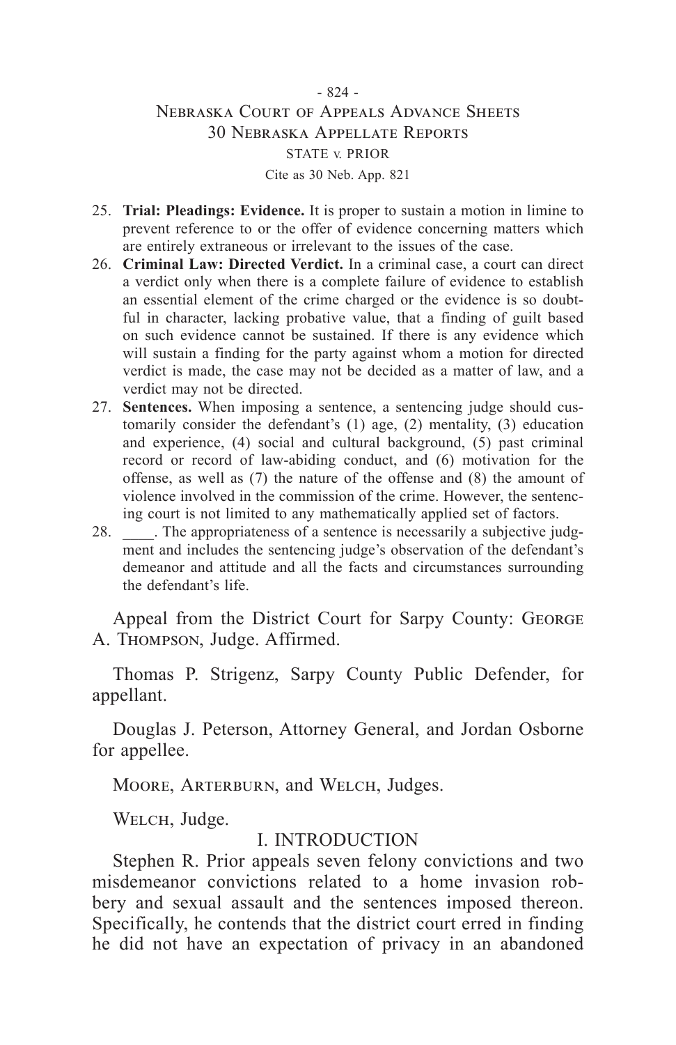25. **Trial: Pleadings: Evidence.** It is proper to sustain a motion in limine to prevent reference to or the offer of evidence concerning matters which are entirely extraneous or irrelevant to the issues of the case.
26. **Criminal Law: Directed Verdict.** In a criminal case, a court can direct a verdict only when there is a complete failure of evidence to establish an essential element of the crime charged or the evidence is so doubtful in character, lacking probative value, that a finding of guilt based on such evidence cannot be sustained. If there is any evidence which will sustain a finding for the party against whom a motion for directed verdict is made, the case may not be decided as a matter of law, and a verdict may not be directed.
27. **Sentences.** When imposing a sentence, a sentencing judge should customarily consider the defendant's (1) age, (2) mentality, (3) education and experience, (4) social and cultural background, (5) past criminal record or record of law-abiding conduct, and (6) motivation for the offense, as well as (7) the nature of the offense and (8) the amount of violence involved in the commission of the crime. However, the sentencing court is not limited to any mathematically applied set of factors.
28. ____. The appropriateness of a sentence is necessarily a subjective judgment and includes the sentencing judge's observation of the defendant's demeanor and attitude and all the facts and circumstances surrounding the defendant's life.

Appeal from the District Court for Sarpy County: George A. Thompson, Judge. Affirmed.

Thomas P. Strigenz, Sarpy County Public Defender, for appellant.

Douglas J. Peterson, Attorney General, and Jordan Osborne for appellee.

Moore, Arterburn, and Welch, Judges.

Welch, Judge.

## I. INTRODUCTION

Stephen R. Prior appeals seven felony convictions and two misdemeanor convictions related to a home invasion robbery and sexual assault and the sentences imposed thereon. Specifically, he contends that the district court erred in finding he did not have an expectation of privacy in an abandoned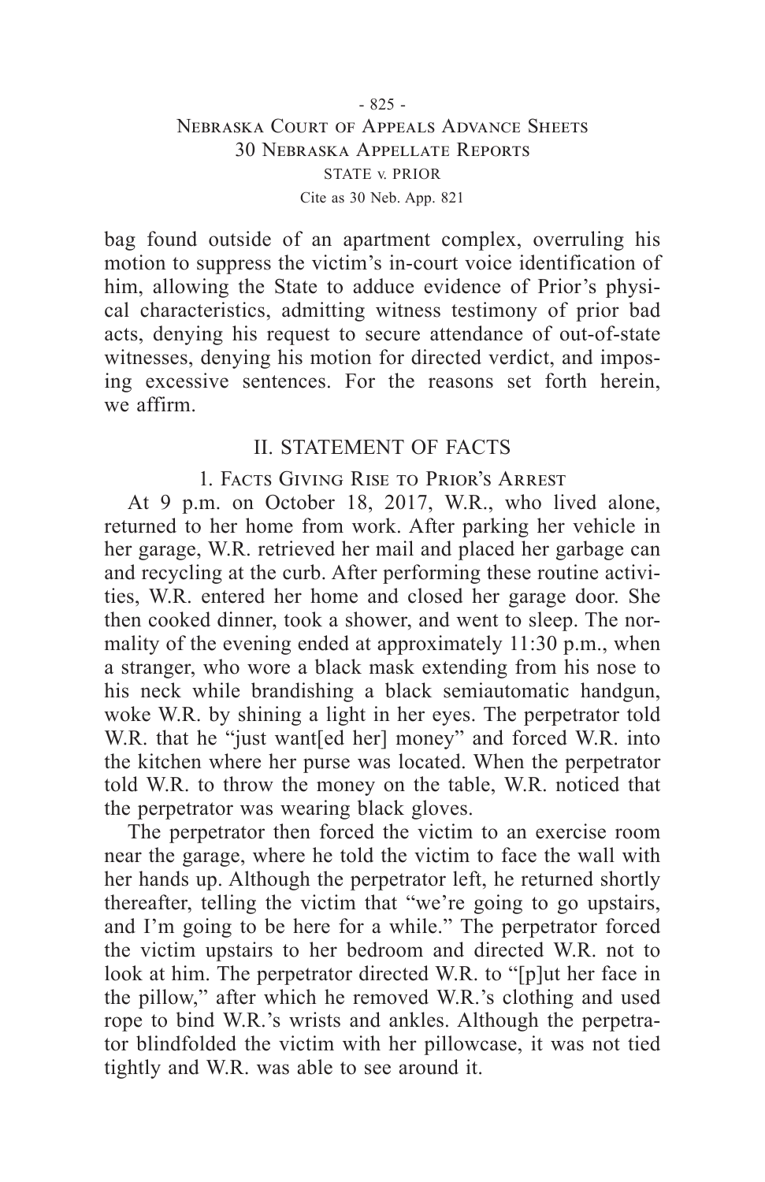bag found outside of an apartment complex, overruling his motion to suppress the victim's in-court voice identification of him, allowing the State to adduce evidence of Prior's physical characteristics, admitting witness testimony of prior bad acts, denying his request to secure attendance of out-of-state witnesses, denying his motion for directed verdict, and imposing excessive sentences. For the reasons set forth herein, we affirm.

## II. STATEMENT OF FACTS

### 1. Facts Giving Rise to Prior's Arrest

At 9 p.m. on October 18, 2017, W.R., who lived alone, returned to her home from work. After parking her vehicle in her garage, W.R. retrieved her mail and placed her garbage can and recycling at the curb. After performing these routine activities, W.R. entered her home and closed her garage door. She then cooked dinner, took a shower, and went to sleep. The normality of the evening ended at approximately 11:30 p.m., when a stranger, who wore a black mask extending from his nose to his neck while brandishing a black semiautomatic handgun, woke W.R. by shining a light in her eyes. The perpetrator told W.R. that he "just want[ed her] money" and forced W.R. into the kitchen where her purse was located. When the perpetrator told W.R. to throw the money on the table, W.R. noticed that the perpetrator was wearing black gloves.

The perpetrator then forced the victim to an exercise room near the garage, where he told the victim to face the wall with her hands up. Although the perpetrator left, he returned shortly thereafter, telling the victim that "we're going to go upstairs, and I'm going to be here for a while." The perpetrator forced the victim upstairs to her bedroom and directed W.R. not to look at him. The perpetrator directed W.R. to "[p]ut her face in the pillow," after which he removed W.R.'s clothing and used rope to bind W.R.'s wrists and ankles. Although the perpetrator blindfolded the victim with her pillowcase, it was not tied tightly and W.R. was able to see around it.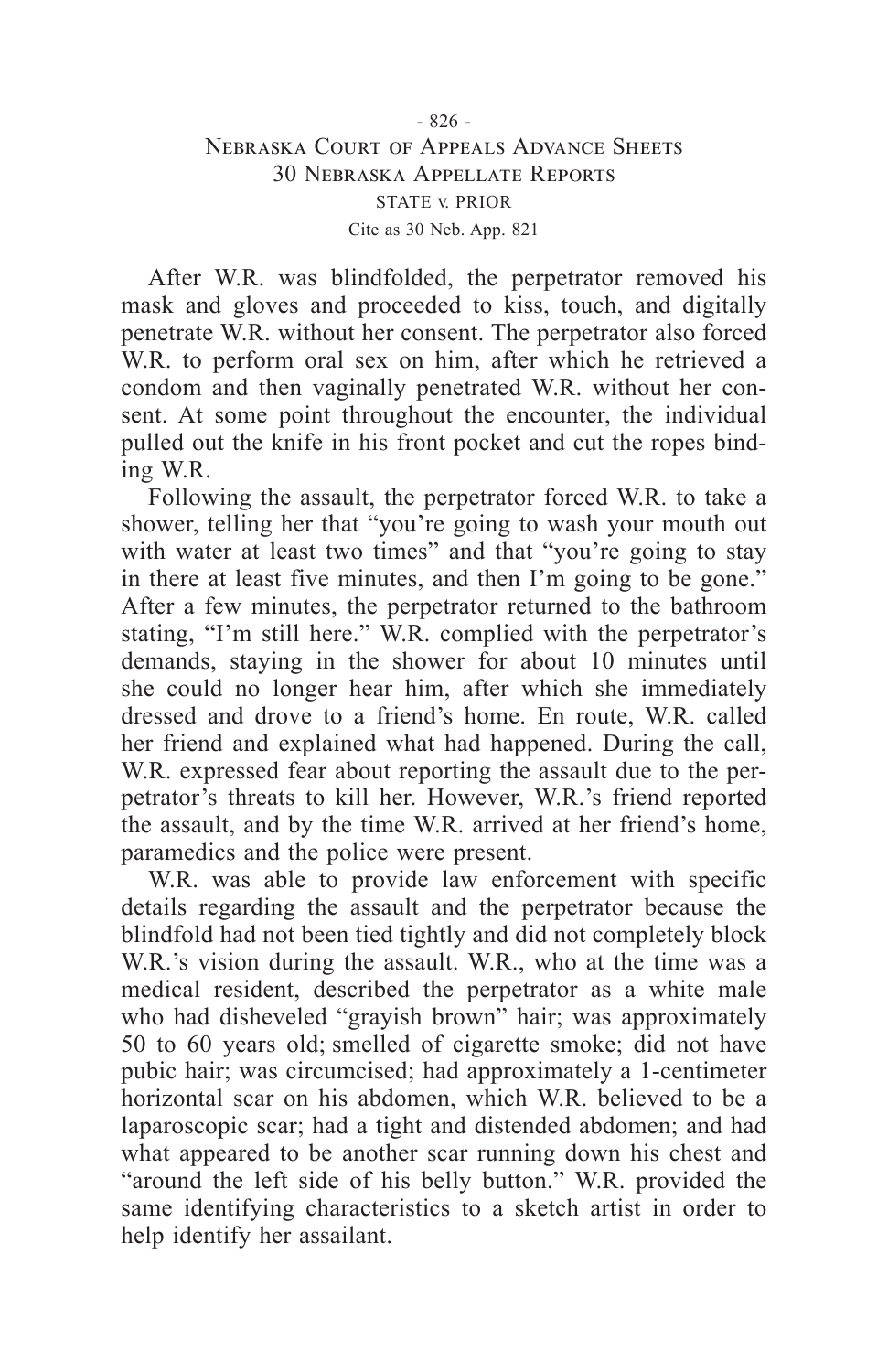After W.R. was blindfolded, the perpetrator removed his mask and gloves and proceeded to kiss, touch, and digitally penetrate W.R. without her consent. The perpetrator also forced W.R. to perform oral sex on him, after which he retrieved a condom and then vaginally penetrated W.R. without her consent. At some point throughout the encounter, the individual pulled out the knife in his front pocket and cut the ropes binding W.R.

Following the assault, the perpetrator forced W.R. to take a shower, telling her that "you're going to wash your mouth out with water at least two times" and that "you're going to stay in there at least five minutes, and then I'm going to be gone." After a few minutes, the perpetrator returned to the bathroom stating, "I'm still here." W.R. complied with the perpetrator's demands, staying in the shower for about 10 minutes until she could no longer hear him, after which she immediately dressed and drove to a friend's home. En route, W.R. called her friend and explained what had happened. During the call, W.R. expressed fear about reporting the assault due to the perpetrator's threats to kill her. However, W.R.'s friend reported the assault, and by the time W.R. arrived at her friend's home, paramedics and the police were present.

W.R. was able to provide law enforcement with specific details regarding the assault and the perpetrator because the blindfold had not been tied tightly and did not completely block W.R.'s vision during the assault. W.R., who at the time was a medical resident, described the perpetrator as a white male who had disheveled "grayish brown" hair; was approximately 50 to 60 years old; smelled of cigarette smoke; did not have pubic hair; was circumcised; had approximately a 1-centimeter horizontal scar on his abdomen, which W.R. believed to be a laparoscopic scar; had a tight and distended abdomen; and had what appeared to be another scar running down his chest and "around the left side of his belly button." W.R. provided the same identifying characteristics to a sketch artist in order to help identify her assailant.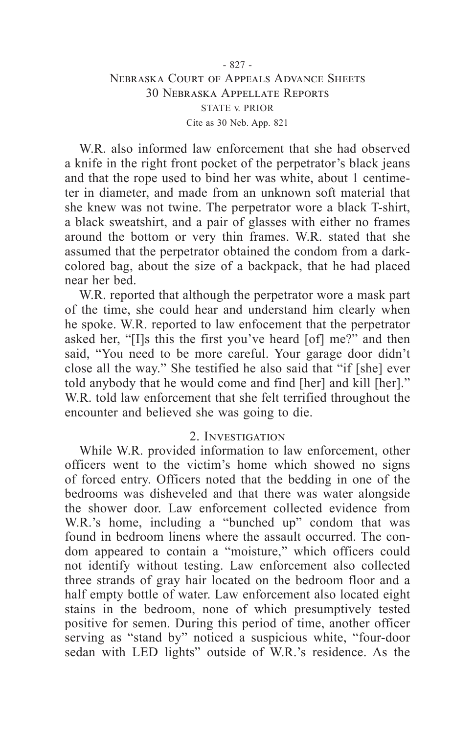W.R. also informed law enforcement that she had observed a knife in the right front pocket of the perpetrator's black jeans and that the rope used to bind her was white, about 1 centimeter in diameter, and made from an unknown soft material that she knew was not twine. The perpetrator wore a black T-shirt, a black sweatshirt, and a pair of glasses with either no frames around the bottom or very thin frames. W.R. stated that she assumed that the perpetrator obtained the condom from a dark-colored bag, about the size of a backpack, that he had placed near her bed.

W.R. reported that although the perpetrator wore a mask part of the time, she could hear and understand him clearly when he spoke. W.R. reported to law enfocement that the perpetrator asked her, "[I]s this the first you've heard [of] me?" and then said, "You need to be more careful. Your garage door didn't close all the way." She testified he also said that "if [she] ever told anybody that he would come and find [her] and kill [her]." W.R. told law enforcement that she felt terrified throughout the encounter and believed she was going to die.

## 2. Investigation

While W.R. provided information to law enforcement, other officers went to the victim's home which showed no signs of forced entry. Officers noted that the bedding in one of the bedrooms was disheveled and that there was water alongside the shower door. Law enforcement collected evidence from W.R.'s home, including a "bunched up" condom that was found in bedroom linens where the assault occurred. The condom appeared to contain a "moisture," which officers could not identify without testing. Law enforcement also collected three strands of gray hair located on the bedroom floor and a half empty bottle of water. Law enforcement also located eight stains in the bedroom, none of which presumptively tested positive for semen. During this period of time, another officer serving as "stand by" noticed a suspicious white, "four-door sedan with LED lights" outside of W.R.'s residence. As the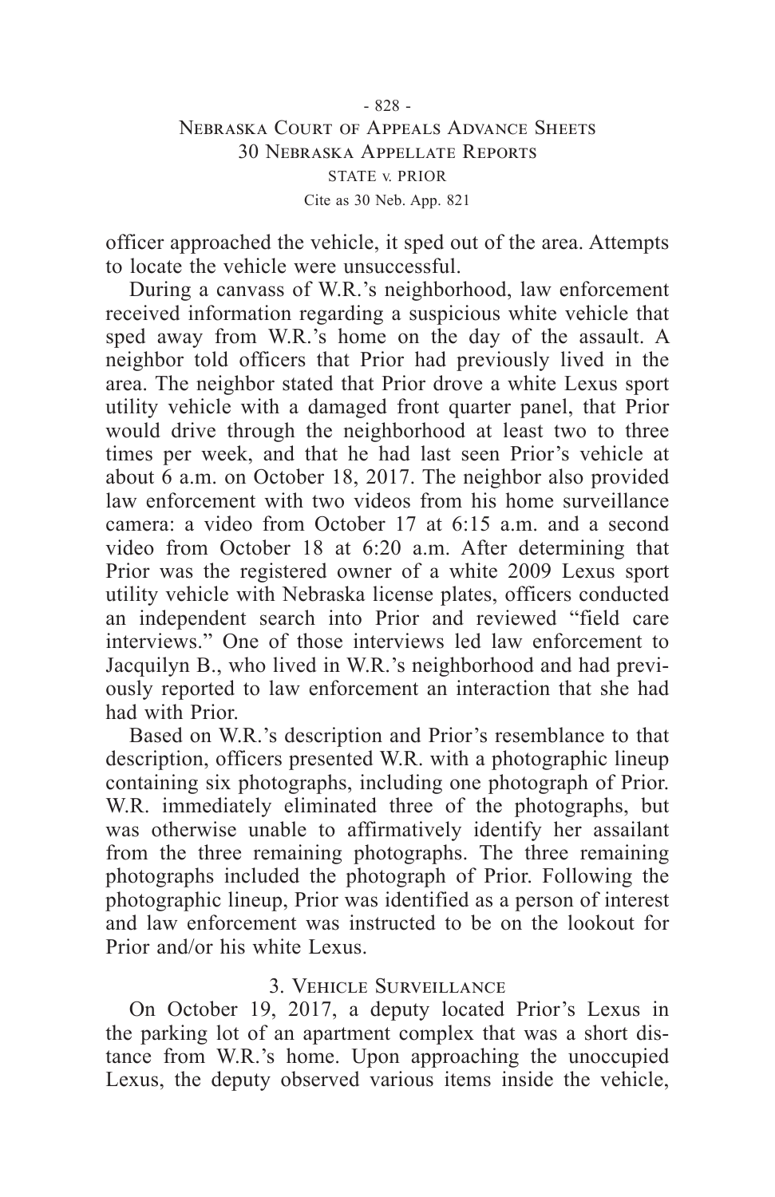officer approached the vehicle, it sped out of the area. Attempts to locate the vehicle were unsuccessful.

During a canvass of W.R.'s neighborhood, law enforcement received information regarding a suspicious white vehicle that sped away from W.R.'s home on the day of the assault. A neighbor told officers that Prior had previously lived in the area. The neighbor stated that Prior drove a white Lexus sport utility vehicle with a damaged front quarter panel, that Prior would drive through the neighborhood at least two to three times per week, and that he had last seen Prior's vehicle at about 6 a.m. on October 18, 2017. The neighbor also provided law enforcement with two videos from his home surveillance camera: a video from October 17 at 6:15 a.m. and a second video from October 18 at 6:20 a.m. After determining that Prior was the registered owner of a white 2009 Lexus sport utility vehicle with Nebraska license plates, officers conducted an independent search into Prior and reviewed "field care interviews." One of those interviews led law enforcement to Jacquilyn B., who lived in W.R.'s neighborhood and had previously reported to law enforcement an interaction that she had had with Prior.

Based on W.R.'s description and Prior's resemblance to that description, officers presented W.R. with a photographic lineup containing six photographs, including one photograph of Prior. W.R. immediately eliminated three of the photographs, but was otherwise unable to affirmatively identify her assailant from the three remaining photographs. The three remaining photographs included the photograph of Prior. Following the photographic lineup, Prior was identified as a person of interest and law enforcement was instructed to be on the lookout for Prior and/or his white Lexus.

### 3. Vehicle Surveillance

On October 19, 2017, a deputy located Prior's Lexus in the parking lot of an apartment complex that was a short distance from W.R.'s home. Upon approaching the unoccupied Lexus, the deputy observed various items inside the vehicle,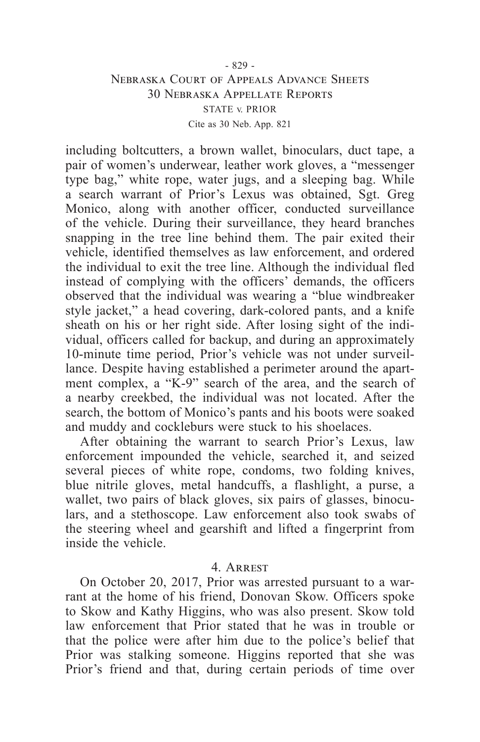including boltcutters, a brown wallet, binoculars, duct tape, a pair of women's underwear, leather work gloves, a "messenger type bag," white rope, water jugs, and a sleeping bag. While a search warrant of Prior's Lexus was obtained, Sgt. Greg Monico, along with another officer, conducted surveillance of the vehicle. During their surveillance, they heard branches snapping in the tree line behind them. The pair exited their vehicle, identified themselves as law enforcement, and ordered the individual to exit the tree line. Although the individual fled instead of complying with the officers' demands, the officers observed that the individual was wearing a "blue windbreaker style jacket," a head covering, dark-colored pants, and a knife sheath on his or her right side. After losing sight of the individual, officers called for backup, and during an approximately 10-minute time period, Prior's vehicle was not under surveillance. Despite having established a perimeter around the apartment complex, a "K-9" search of the area, and the search of a nearby creekbed, the individual was not located. After the search, the bottom of Monico's pants and his boots were soaked and muddy and cockleburs were stuck to his shoelaces.

After obtaining the warrant to search Prior's Lexus, law enforcement impounded the vehicle, searched it, and seized several pieces of white rope, condoms, two folding knives, blue nitrile gloves, metal handcuffs, a flashlight, a purse, a wallet, two pairs of black gloves, six pairs of glasses, binoculars, and a stethoscope. Law enforcement also took swabs of the steering wheel and gearshift and lifted a fingerprint from inside the vehicle.

### 4. Arrest

On October 20, 2017, Prior was arrested pursuant to a warrant at the home of his friend, Donovan Skow. Officers spoke to Skow and Kathy Higgins, who was also present. Skow told law enforcement that Prior stated that he was in trouble or that the police were after him due to the police's belief that Prior was stalking someone. Higgins reported that she was Prior's friend and that, during certain periods of time over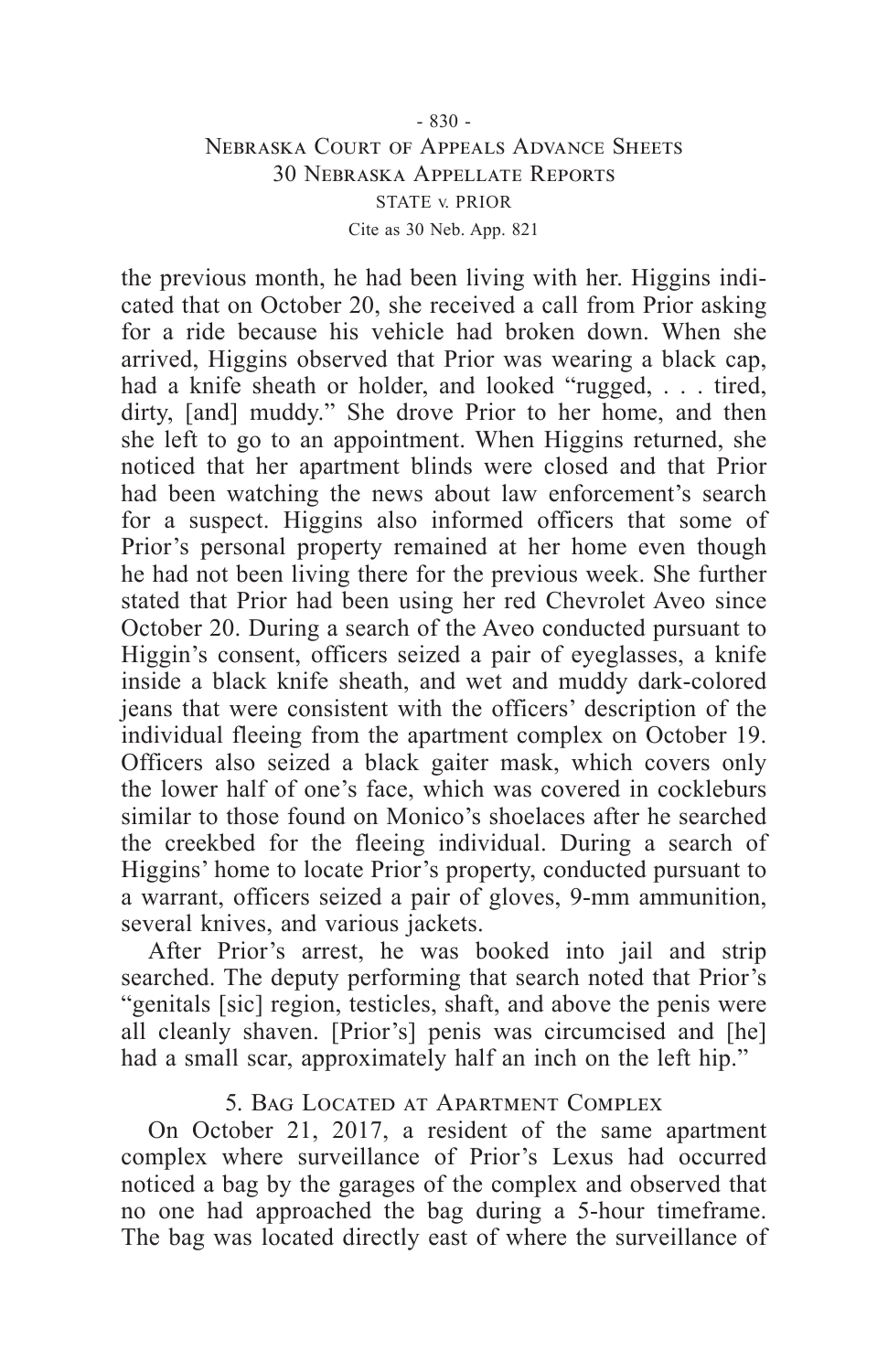the previous month, he had been living with her. Higgins indicated that on October 20, she received a call from Prior asking for a ride because his vehicle had broken down. When she arrived, Higgins observed that Prior was wearing a black cap, had a knife sheath or holder, and looked "rugged, . . . tired, dirty, [and] muddy." She drove Prior to her home, and then she left to go to an appointment. When Higgins returned, she noticed that her apartment blinds were closed and that Prior had been watching the news about law enforcement's search for a suspect. Higgins also informed officers that some of Prior's personal property remained at her home even though he had not been living there for the previous week. She further stated that Prior had been using her red Chevrolet Aveo since October 20. During a search of the Aveo conducted pursuant to Higgin's consent, officers seized a pair of eyeglasses, a knife inside a black knife sheath, and wet and muddy dark-colored jeans that were consistent with the officers' description of the individual fleeing from the apartment complex on October 19. Officers also seized a black gaiter mask, which covers only the lower half of one's face, which was covered in cockleburs similar to those found on Monico's shoelaces after he searched the creekbed for the fleeing individual. During a search of Higgins' home to locate Prior's property, conducted pursuant to a warrant, officers seized a pair of gloves, 9-mm ammunition, several knives, and various jackets.

After Prior's arrest, he was booked into jail and strip searched. The deputy performing that search noted that Prior's "genitals [sic] region, testicles, shaft, and above the penis were all cleanly shaven. [Prior's] penis was circumcised and [he] had a small scar, approximately half an inch on the left hip."

### 5. Bag Located at Apartment Complex

On October 21, 2017, a resident of the same apartment complex where surveillance of Prior's Lexus had occurred noticed a bag by the garages of the complex and observed that no one had approached the bag during a 5-hour timeframe. The bag was located directly east of where the surveillance of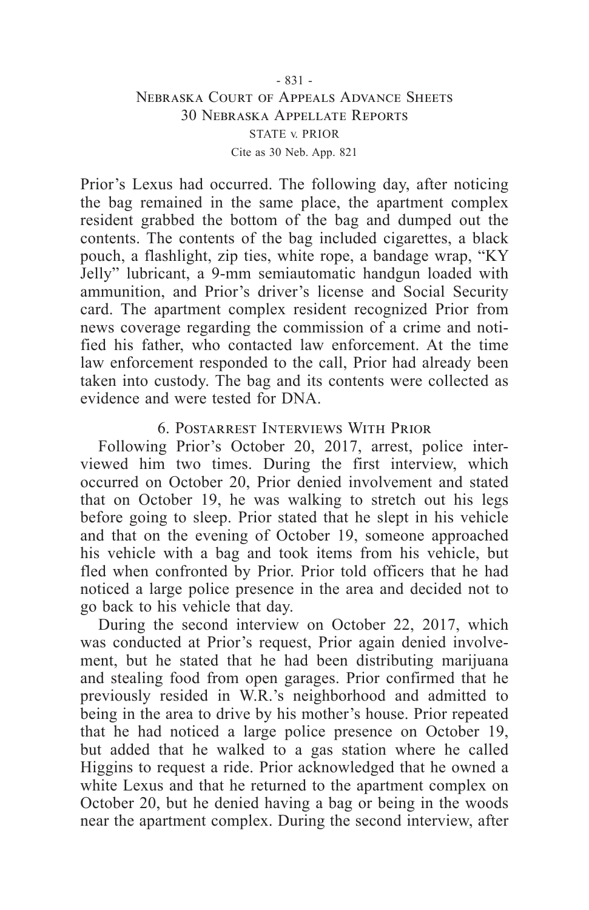Prior's Lexus had occurred. The following day, after noticing the bag remained in the same place, the apartment complex resident grabbed the bottom of the bag and dumped out the contents. The contents of the bag included cigarettes, a black pouch, a flashlight, zip ties, white rope, a bandage wrap, "KY Jelly" lubricant, a 9-mm semiautomatic handgun loaded with ammunition, and Prior's driver's license and Social Security card. The apartment complex resident recognized Prior from news coverage regarding the commission of a crime and notified his father, who contacted law enforcement. At the time law enforcement responded to the call, Prior had already been taken into custody. The bag and its contents were collected as evidence and were tested for DNA.

### 6. Postarrest Interviews With Prior

Following Prior's October 20, 2017, arrest, police interviewed him two times. During the first interview, which occurred on October 20, Prior denied involvement and stated that on October 19, he was walking to stretch out his legs before going to sleep. Prior stated that he slept in his vehicle and that on the evening of October 19, someone approached his vehicle with a bag and took items from his vehicle, but fled when confronted by Prior. Prior told officers that he had noticed a large police presence in the area and decided not to go back to his vehicle that day.

During the second interview on October 22, 2017, which was conducted at Prior's request, Prior again denied involvement, but he stated that he had been distributing marijuana and stealing food from open garages. Prior confirmed that he previously resided in W.R.'s neighborhood and admitted to being in the area to drive by his mother's house. Prior repeated that he had noticed a large police presence on October 19, but added that he walked to a gas station where he called Higgins to request a ride. Prior acknowledged that he owned a white Lexus and that he returned to the apartment complex on October 20, but he denied having a bag or being in the woods near the apartment complex. During the second interview, after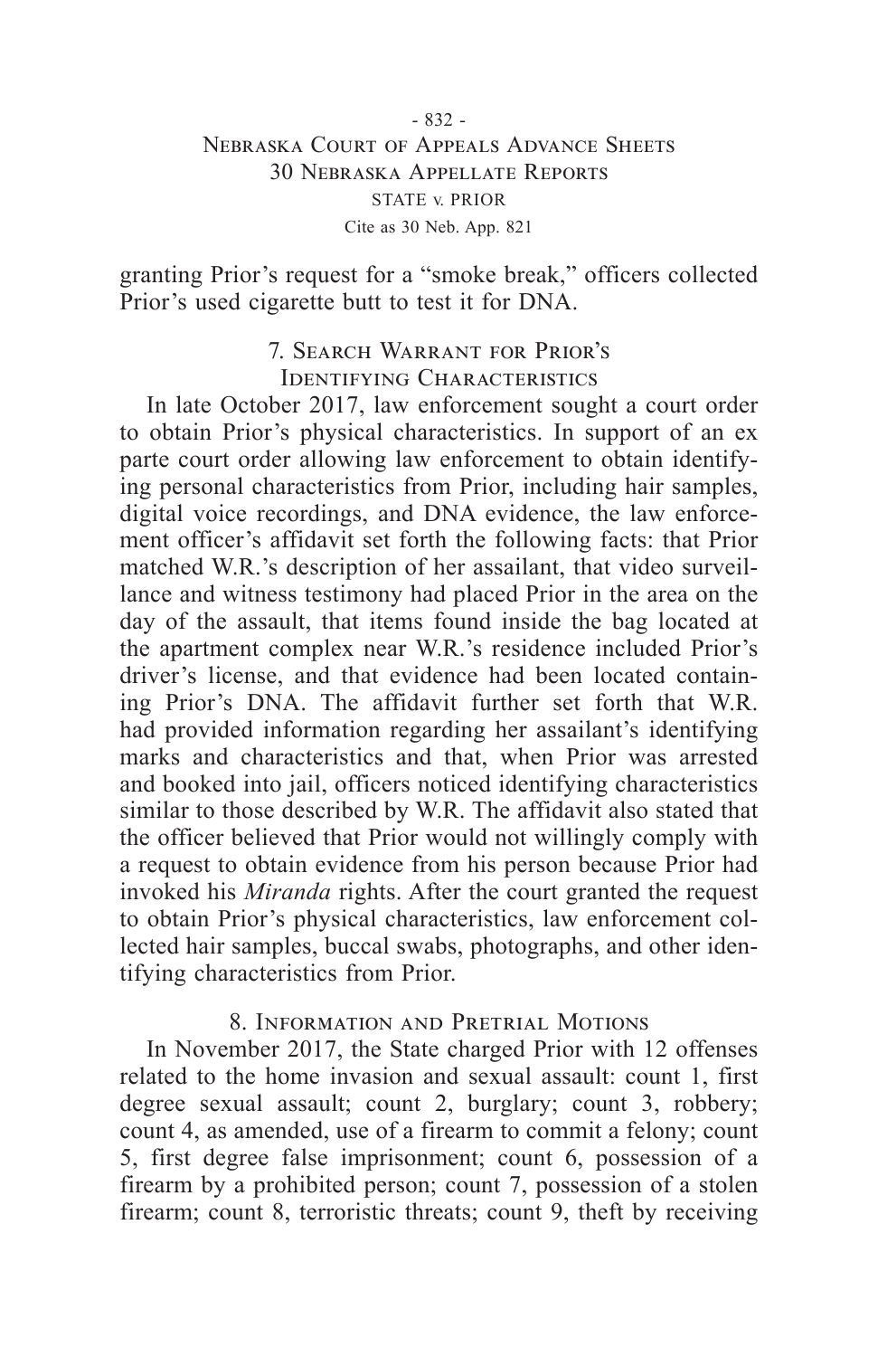granting Prior's request for a "smoke break," officers collected Prior's used cigarette butt to test it for DNA.

### 7. Search Warrant for Prior's Identifying Characteristics

In late October 2017, law enforcement sought a court order to obtain Prior's physical characteristics. In support of an ex parte court order allowing law enforcement to obtain identifying personal characteristics from Prior, including hair samples, digital voice recordings, and DNA evidence, the law enforcement officer's affidavit set forth the following facts: that Prior matched W.R.'s description of her assailant, that video surveillance and witness testimony had placed Prior in the area on the day of the assault, that items found inside the bag located at the apartment complex near W.R.'s residence included Prior's driver's license, and that evidence had been located containing Prior's DNA. The affidavit further set forth that W.R. had provided information regarding her assailant's identifying marks and characteristics and that, when Prior was arrested and booked into jail, officers noticed identifying characteristics similar to those described by W.R. The affidavit also stated that the officer believed that Prior would not willingly comply with a request to obtain evidence from his person because Prior had invoked his *Miranda* rights. After the court granted the request to obtain Prior's physical characteristics, law enforcement collected hair samples, buccal swabs, photographs, and other identifying characteristics from Prior.

### 8. Information and Pretrial Motions

In November 2017, the State charged Prior with 12 offenses related to the home invasion and sexual assault: count 1, first degree sexual assault; count 2, burglary; count 3, robbery; count 4, as amended, use of a firearm to commit a felony; count 5, first degree false imprisonment; count 6, possession of a firearm by a prohibited person; count 7, possession of a stolen firearm; count 8, terroristic threats; count 9, theft by receiving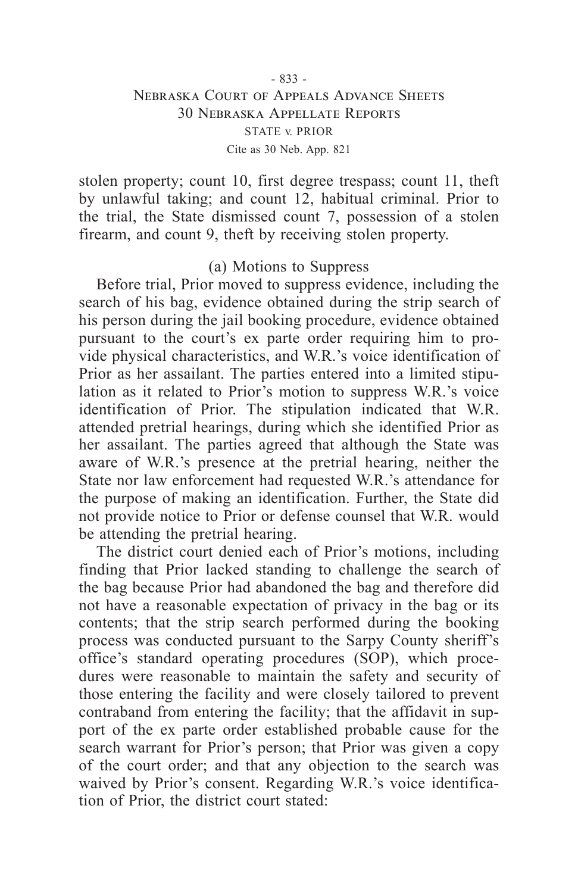stolen property; count 10, first degree trespass; count 11, theft by unlawful taking; and count 12, habitual criminal. Prior to the trial, the State dismissed count 7, possession of a stolen firearm, and count 9, theft by receiving stolen property.

(a) Motions to Suppress

Before trial, Prior moved to suppress evidence, including the search of his bag, evidence obtained during the strip search of his person during the jail booking procedure, evidence obtained pursuant to the court's ex parte order requiring him to provide physical characteristics, and W.R.'s voice identification of Prior as her assailant. The parties entered into a limited stipulation as it related to Prior's motion to suppress W.R.'s voice identification of Prior. The stipulation indicated that W.R. attended pretrial hearings, during which she identified Prior as her assailant. The parties agreed that although the State was aware of W.R.'s presence at the pretrial hearing, neither the State nor law enforcement had requested W.R.'s attendance for the purpose of making an identification. Further, the State did not provide notice to Prior or defense counsel that W.R. would be attending the pretrial hearing.

The district court denied each of Prior's motions, including finding that Prior lacked standing to challenge the search of the bag because Prior had abandoned the bag and therefore did not have a reasonable expectation of privacy in the bag or its contents; that the strip search performed during the booking process was conducted pursuant to the Sarpy County sheriff's office's standard operating procedures (SOP), which procedures were reasonable to maintain the safety and security of those entering the facility and were closely tailored to prevent contraband from entering the facility; that the affidavit in support of the ex parte order established probable cause for the search warrant for Prior's person; that Prior was given a copy of the court order; and that any objection to the search was waived by Prior's consent. Regarding W.R.'s voice identification of Prior, the district court stated: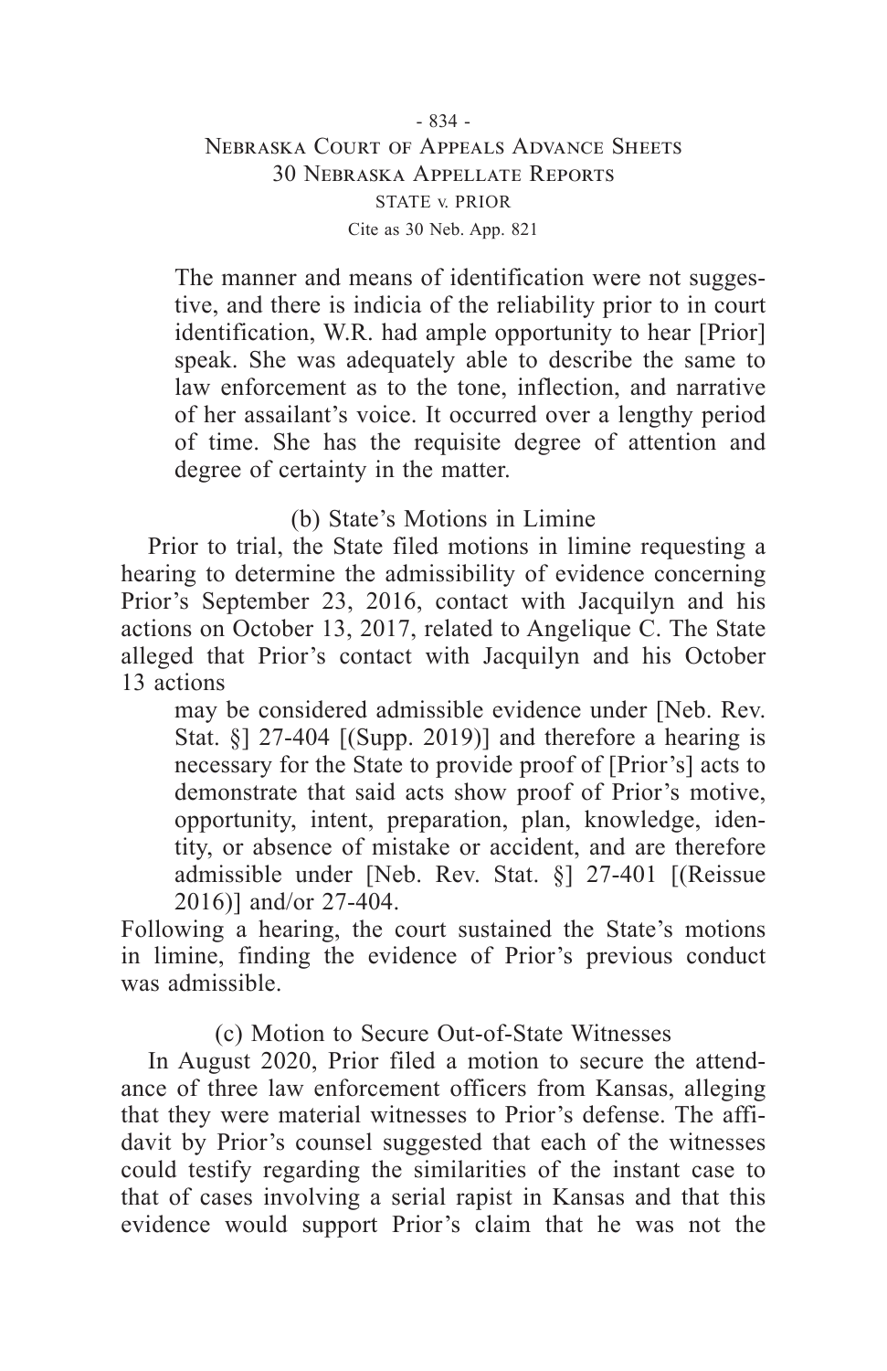> The manner and means of identification were not suggestive, and there is indicia of the reliability prior to in court identification, W.R. had ample opportunity to hear [Prior] speak. She was adequately able to describe the same to law enforcement as to the tone, inflection, and narrative of her assailant's voice. It occurred over a lengthy period of time. She has the requisite degree of attention and degree of certainty in the matter.

(b) State's Motions in Limine

Prior to trial, the State filed motions in limine requesting a hearing to determine the admissibility of evidence concerning Prior's September 23, 2016, contact with Jacquilyn and his actions on October 13, 2017, related to Angelique C. The State alleged that Prior's contact with Jacquilyn and his October 13 actions

> may be considered admissible evidence under [Neb. Rev. Stat. §] 27-404 [(Supp. 2019)] and therefore a hearing is necessary for the State to provide proof of [Prior's] acts to demonstrate that said acts show proof of Prior's motive, opportunity, intent, preparation, plan, knowledge, identity, or absence of mistake or accident, and are therefore admissible under [Neb. Rev. Stat. §] 27-401 [(Reissue 2016)] and/or 27-404.

Following a hearing, the court sustained the State's motions in limine, finding the evidence of Prior's previous conduct was admissible.

(c) Motion to Secure Out-of-State Witnesses

In August 2020, Prior filed a motion to secure the attendance of three law enforcement officers from Kansas, alleging that they were material witnesses to Prior's defense. The affidavit by Prior's counsel suggested that each of the witnesses could testify regarding the similarities of the instant case to that of cases involving a serial rapist in Kansas and that this evidence would support Prior's claim that he was not the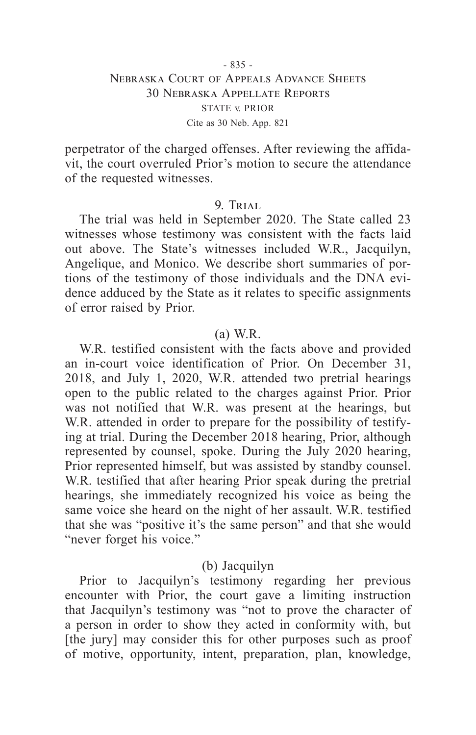perpetrator of the charged offenses. After reviewing the affidavit, the court overruled Prior's motion to secure the attendance of the requested witnesses.

### 9. Trial

The trial was held in September 2020. The State called 23 witnesses whose testimony was consistent with the facts laid out above. The State's witnesses included W.R., Jacquilyn, Angelique, and Monico. We describe short summaries of portions of the testimony of those individuals and the DNA evidence adduced by the State as it relates to specific assignments of error raised by Prior.

#### (a) W.R.

W.R. testified consistent with the facts above and provided an in-court voice identification of Prior. On December 31, 2018, and July 1, 2020, W.R. attended two pretrial hearings open to the public related to the charges against Prior. Prior was not notified that W.R. was present at the hearings, but W.R. attended in order to prepare for the possibility of testifying at trial. During the December 2018 hearing, Prior, although represented by counsel, spoke. During the July 2020 hearing, Prior represented himself, but was assisted by standby counsel. W.R. testified that after hearing Prior speak during the pretrial hearings, she immediately recognized his voice as being the same voice she heard on the night of her assault. W.R. testified that she was "positive it's the same person" and that she would "never forget his voice."

#### (b) Jacquilyn

Prior to Jacquilyn's testimony regarding her previous encounter with Prior, the court gave a limiting instruction that Jacquilyn's testimony was "not to prove the character of a person in order to show they acted in conformity with, but [the jury] may consider this for other purposes such as proof of motive, opportunity, intent, preparation, plan, knowledge,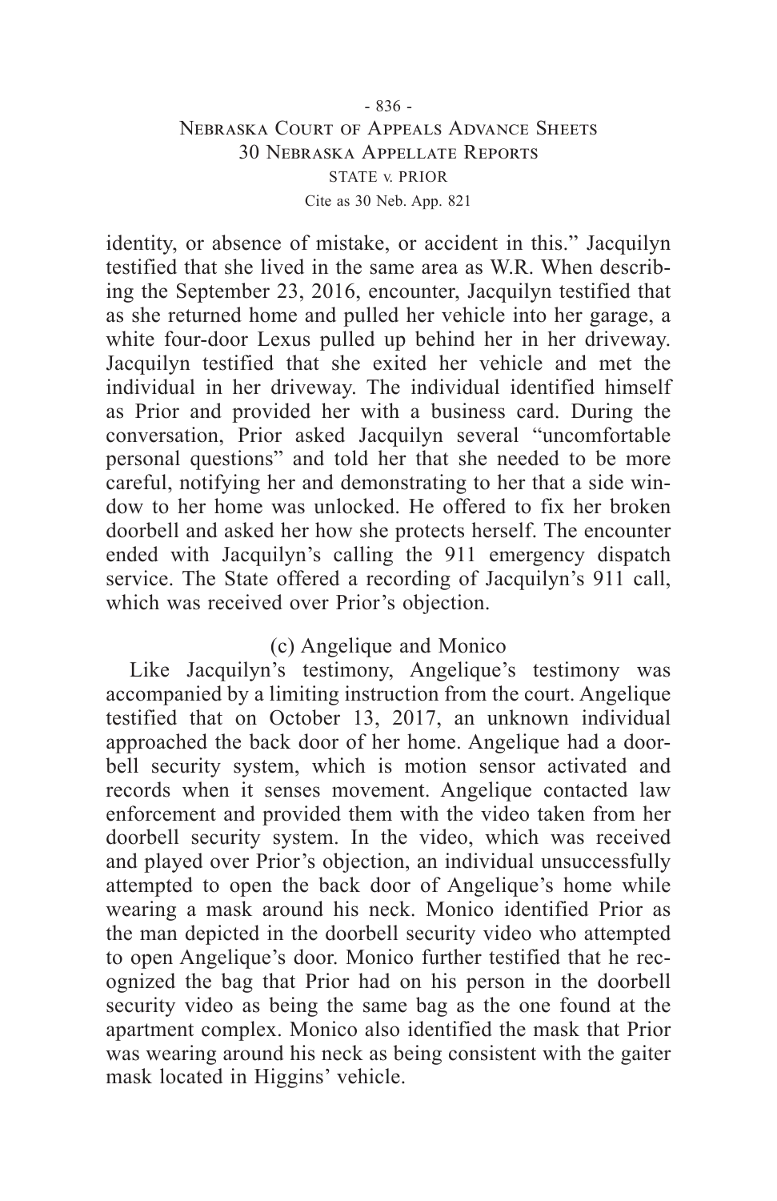identity, or absence of mistake, or accident in this." Jacquilyn testified that she lived in the same area as W.R. When describing the September 23, 2016, encounter, Jacquilyn testified that as she returned home and pulled her vehicle into her garage, a white four-door Lexus pulled up behind her in her driveway. Jacquilyn testified that she exited her vehicle and met the individual in her driveway. The individual identified himself as Prior and provided her with a business card. During the conversation, Prior asked Jacquilyn several "uncomfortable personal questions" and told her that she needed to be more careful, notifying her and demonstrating to her that a side window to her home was unlocked. He offered to fix her broken doorbell and asked her how she protects herself. The encounter ended with Jacquilyn's calling the 911 emergency dispatch service. The State offered a recording of Jacquilyn's 911 call, which was received over Prior's objection.

### (c) Angelique and Monico

Like Jacquilyn's testimony, Angelique's testimony was accompanied by a limiting instruction from the court. Angelique testified that on October 13, 2017, an unknown individual approached the back door of her home. Angelique had a doorbell security system, which is motion sensor activated and records when it senses movement. Angelique contacted law enforcement and provided them with the video taken from her doorbell security system. In the video, which was received and played over Prior's objection, an individual unsuccessfully attempted to open the back door of Angelique's home while wearing a mask around his neck. Monico identified Prior as the man depicted in the doorbell security video who attempted to open Angelique's door. Monico further testified that he recognized the bag that Prior had on his person in the doorbell security video as being the same bag as the one found at the apartment complex. Monico also identified the mask that Prior was wearing around his neck as being consistent with the gaiter mask located in Higgins' vehicle.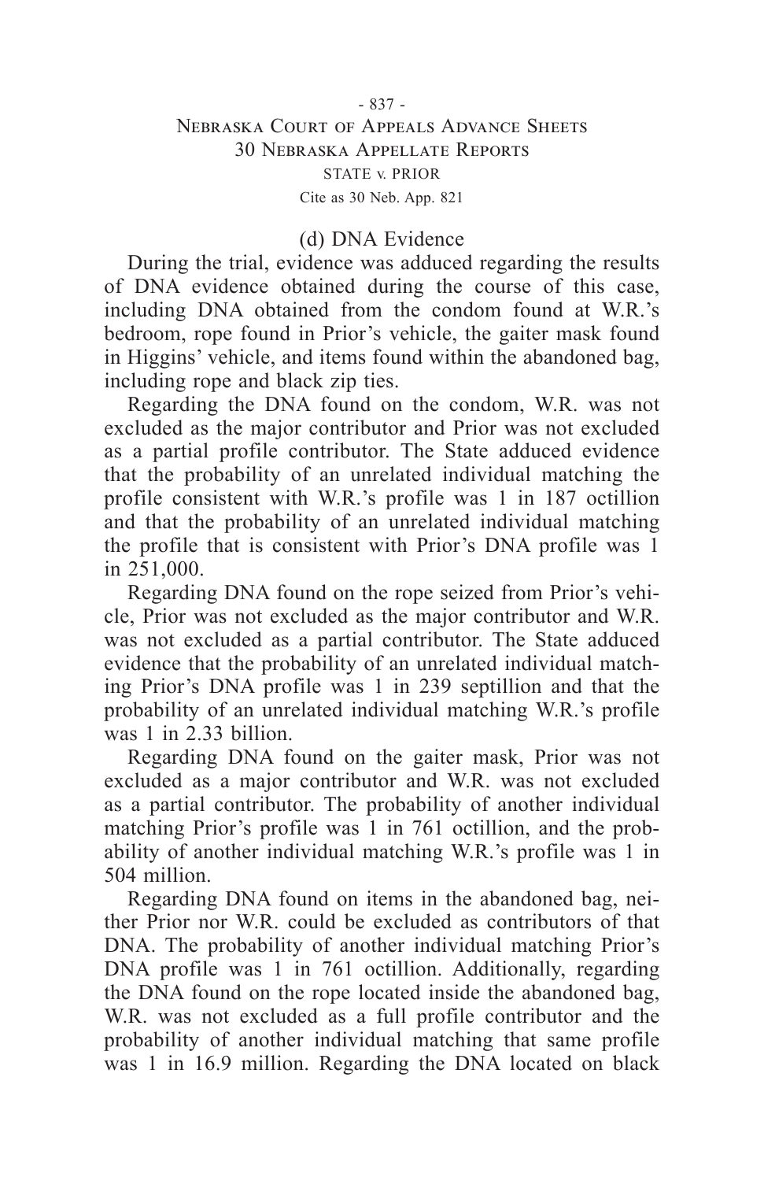### (d) DNA Evidence

During the trial, evidence was adduced regarding the results of DNA evidence obtained during the course of this case, including DNA obtained from the condom found at W.R.'s bedroom, rope found in Prior's vehicle, the gaiter mask found in Higgins' vehicle, and items found within the abandoned bag, including rope and black zip ties.

Regarding the DNA found on the condom, W.R. was not excluded as the major contributor and Prior was not excluded as a partial profile contributor. The State adduced evidence that the probability of an unrelated individual matching the profile consistent with W.R.'s profile was 1 in 187 octillion and that the probability of an unrelated individual matching the profile that is consistent with Prior's DNA profile was 1 in 251,000.

Regarding DNA found on the rope seized from Prior's vehicle, Prior was not excluded as the major contributor and W.R. was not excluded as a partial contributor. The State adduced evidence that the probability of an unrelated individual matching Prior's DNA profile was 1 in 239 septillion and that the probability of an unrelated individual matching W.R.'s profile was 1 in 2.33 billion.

Regarding DNA found on the gaiter mask, Prior was not excluded as a major contributor and W.R. was not excluded as a partial contributor. The probability of another individual matching Prior's profile was 1 in 761 octillion, and the probability of another individual matching W.R.'s profile was 1 in 504 million.

Regarding DNA found on items in the abandoned bag, neither Prior nor W.R. could be excluded as contributors of that DNA. The probability of another individual matching Prior's DNA profile was 1 in 761 octillion. Additionally, regarding the DNA found on the rope located inside the abandoned bag, W.R. was not excluded as a full profile contributor and the probability of another individual matching that same profile was 1 in 16.9 million. Regarding the DNA located on black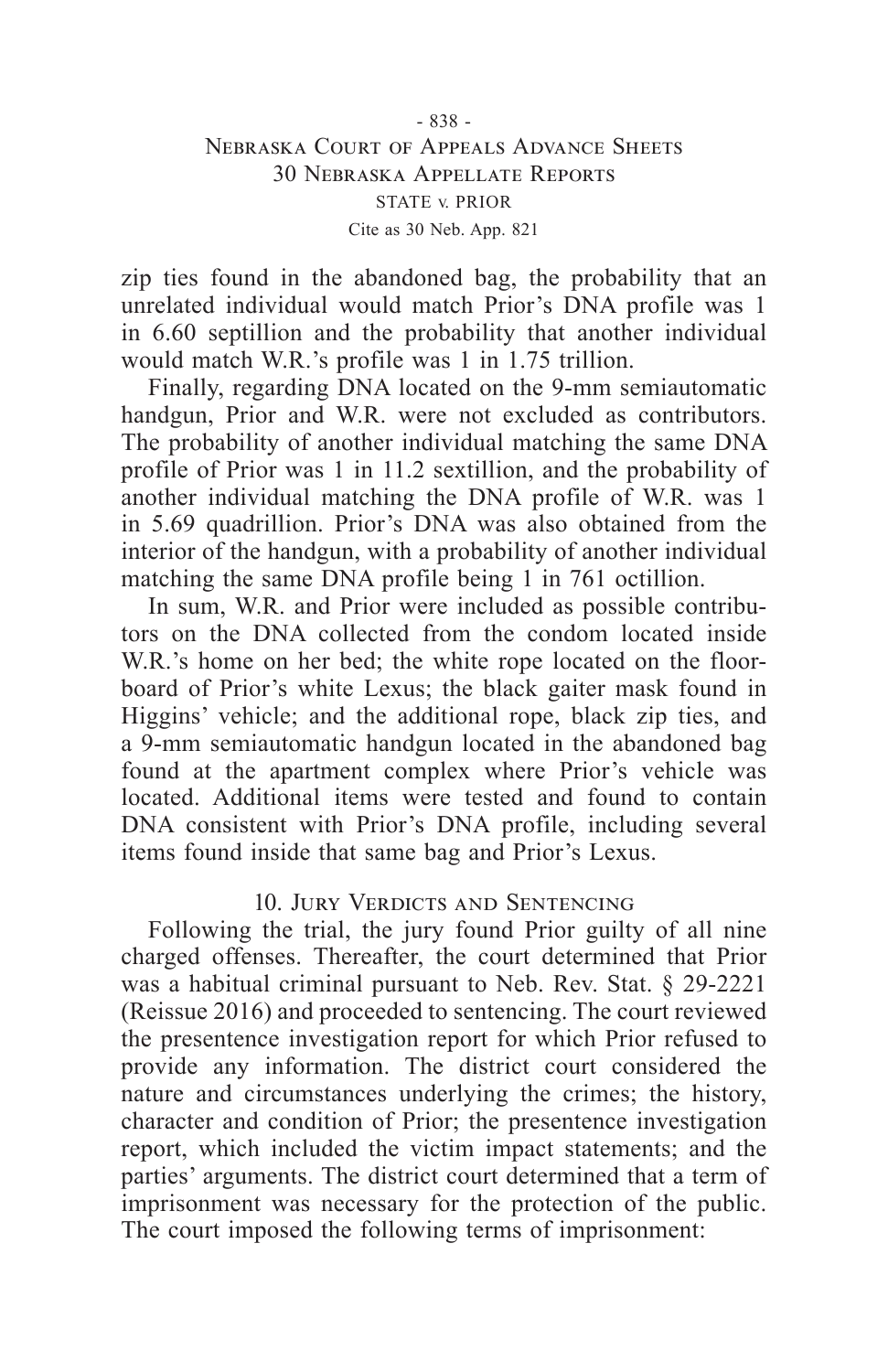zip ties found in the abandoned bag, the probability that an unrelated individual would match Prior's DNA profile was 1 in 6.60 septillion and the probability that another individual would match W.R.'s profile was 1 in 1.75 trillion.

Finally, regarding DNA located on the 9-mm semiautomatic handgun, Prior and W.R. were not excluded as contributors. The probability of another individual matching the same DNA profile of Prior was 1 in 11.2 sextillion, and the probability of another individual matching the DNA profile of W.R. was 1 in 5.69 quadrillion. Prior's DNA was also obtained from the interior of the handgun, with a probability of another individual matching the same DNA profile being 1 in 761 octillion.

In sum, W.R. and Prior were included as possible contributors on the DNA collected from the condom located inside W.R.'s home on her bed; the white rope located on the floorboard of Prior's white Lexus; the black gaiter mask found in Higgins' vehicle; and the additional rope, black zip ties, and a 9-mm semiautomatic handgun located in the abandoned bag found at the apartment complex where Prior's vehicle was located. Additional items were tested and found to contain DNA consistent with Prior's DNA profile, including several items found inside that same bag and Prior's Lexus.

### 10. Jury Verdicts and Sentencing

Following the trial, the jury found Prior guilty of all nine charged offenses. Thereafter, the court determined that Prior was a habitual criminal pursuant to Neb. Rev. Stat. § 29-2221 (Reissue 2016) and proceeded to sentencing. The court reviewed the presentence investigation report for which Prior refused to provide any information. The district court considered the nature and circumstances underlying the crimes; the history, character and condition of Prior; the presentence investigation report, which included the victim impact statements; and the parties' arguments. The district court determined that a term of imprisonment was necessary for the protection of the public. The court imposed the following terms of imprisonment: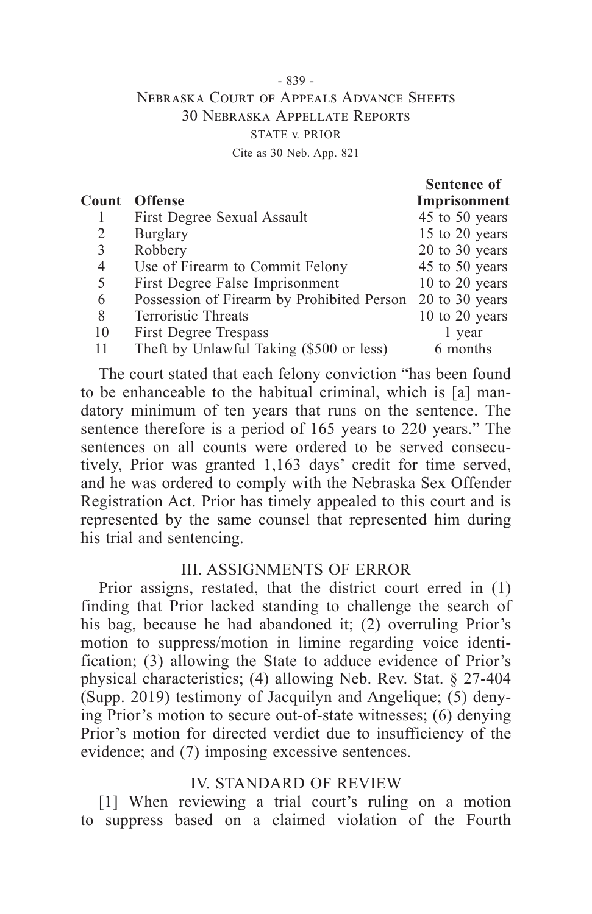| Count | Offense | Sentence of Imprisonment |
|---|---|---|
| 1 | First Degree Sexual Assault | 45 to 50 years |
| 2 | Burglary | 15 to 20 years |
| 3 | Robbery | 20 to 30 years |
| 4 | Use of Firearm to Commit Felony | 45 to 50 years |
| 5 | First Degree False Imprisonment | 10 to 20 years |
| 6 | Possession of Firearm by Prohibited Person | 20 to 30 years |
| 8 | Terroristic Threats | 10 to 20 years |
| 10 | First Degree Trespass | 1 year |
| 11 | Theft by Unlawful Taking ($500 or less) | 6 months |

The court stated that each felony conviction "has been found to be enhanceable to the habitual criminal, which is [a] mandatory minimum of ten years that runs on the sentence. The sentence therefore is a period of 165 years to 220 years." The sentences on all counts were ordered to be served consecutively, Prior was granted 1,163 days' credit for time served, and he was ordered to comply with the Nebraska Sex Offender Registration Act. Prior has timely appealed to this court and is represented by the same counsel that represented him during his trial and sentencing.

## III. ASSIGNMENTS OF ERROR

Prior assigns, restated, that the district court erred in (1) finding that Prior lacked standing to challenge the search of his bag, because he had abandoned it; (2) overruling Prior's motion to suppress/motion in limine regarding voice identification; (3) allowing the State to adduce evidence of Prior's physical characteristics; (4) allowing Neb. Rev. Stat. § 27-404 (Supp. 2019) testimony of Jacquilyn and Angelique; (5) denying Prior's motion to secure out-of-state witnesses; (6) denying Prior's motion for directed verdict due to insufficiency of the evidence; and (7) imposing excessive sentences.

## IV. STANDARD OF REVIEW

[1] When reviewing a trial court's ruling on a motion to suppress based on a claimed violation of the Fourth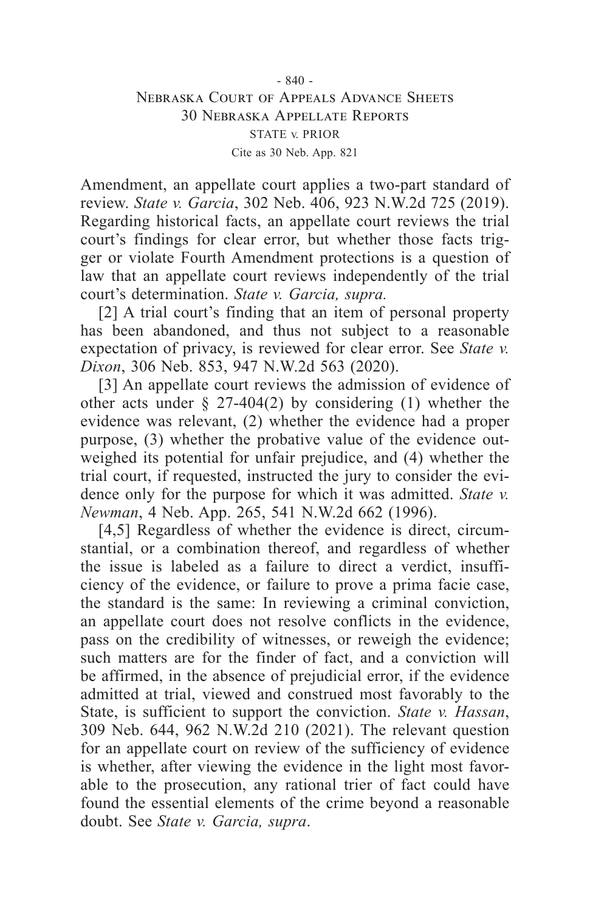Amendment, an appellate court applies a two-part standard of review. *State v. Garcia*, 302 Neb. 406, 923 N.W.2d 725 (2019). Regarding historical facts, an appellate court reviews the trial court's findings for clear error, but whether those facts trigger or violate Fourth Amendment protections is a question of law that an appellate court reviews independently of the trial court's determination. *State v. Garcia, supra.*

[2] A trial court's finding that an item of personal property has been abandoned, and thus not subject to a reasonable expectation of privacy, is reviewed for clear error. See *State v. Dixon*, 306 Neb. 853, 947 N.W.2d 563 (2020).

[3] An appellate court reviews the admission of evidence of other acts under § 27-404(2) by considering (1) whether the evidence was relevant, (2) whether the evidence had a proper purpose, (3) whether the probative value of the evidence outweighed its potential for unfair prejudice, and (4) whether the trial court, if requested, instructed the jury to consider the evidence only for the purpose for which it was admitted. *State v. Newman*, 4 Neb. App. 265, 541 N.W.2d 662 (1996).

[4,5] Regardless of whether the evidence is direct, circumstantial, or a combination thereof, and regardless of whether the issue is labeled as a failure to direct a verdict, insufficiency of the evidence, or failure to prove a prima facie case, the standard is the same: In reviewing a criminal conviction, an appellate court does not resolve conflicts in the evidence, pass on the credibility of witnesses, or reweigh the evidence; such matters are for the finder of fact, and a conviction will be affirmed, in the absence of prejudicial error, if the evidence admitted at trial, viewed and construed most favorably to the State, is sufficient to support the conviction. *State v. Hassan*, 309 Neb. 644, 962 N.W.2d 210 (2021). The relevant question for an appellate court on review of the sufficiency of evidence is whether, after viewing the evidence in the light most favorable to the prosecution, any rational trier of fact could have found the essential elements of the crime beyond a reasonable doubt. See *State v. Garcia, supra*.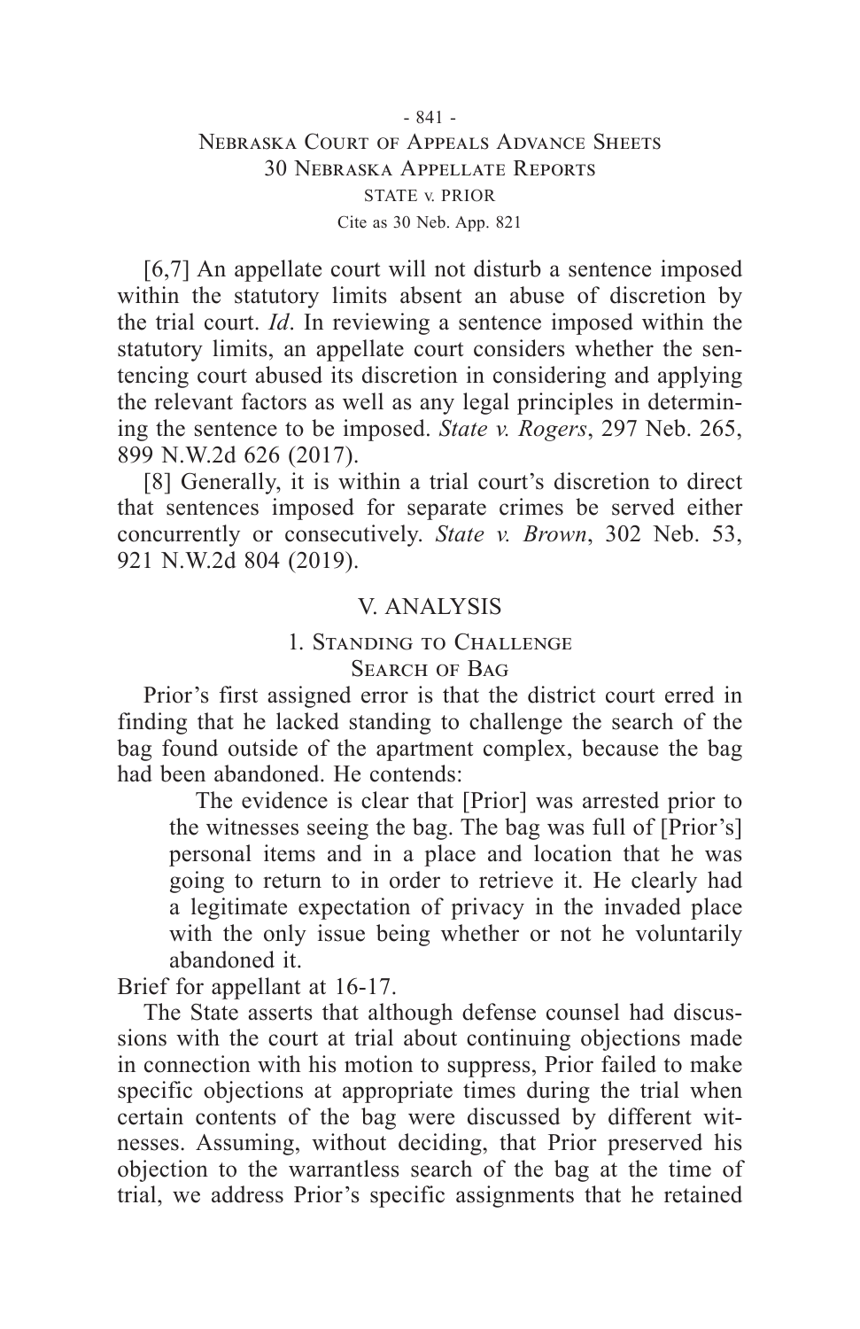[6,7] An appellate court will not disturb a sentence imposed within the statutory limits absent an abuse of discretion by the trial court. *Id*. In reviewing a sentence imposed within the statutory limits, an appellate court considers whether the sentencing court abused its discretion in considering and applying the relevant factors as well as any legal principles in determining the sentence to be imposed. *State v. Rogers*, 297 Neb. 265, 899 N.W.2d 626 (2017).

[8] Generally, it is within a trial court's discretion to direct that sentences imposed for separate crimes be served either concurrently or consecutively. *State v. Brown*, 302 Neb. 53, 921 N.W.2d 804 (2019).

## V. ANALYSIS

### 1. Standing to Challenge Search of Bag

Prior's first assigned error is that the district court erred in finding that he lacked standing to challenge the search of the bag found outside of the apartment complex, because the bag had been abandoned. He contends:

> The evidence is clear that [Prior] was arrested prior to the witnesses seeing the bag. The bag was full of [Prior's] personal items and in a place and location that he was going to return to in order to retrieve it. He clearly had a legitimate expectation of privacy in the invaded place with the only issue being whether or not he voluntarily abandoned it.

Brief for appellant at 16-17.

The State asserts that although defense counsel had discussions with the court at trial about continuing objections made in connection with his motion to suppress, Prior failed to make specific objections at appropriate times during the trial when certain contents of the bag were discussed by different witnesses. Assuming, without deciding, that Prior preserved his objection to the warrantless search of the bag at the time of trial, we address Prior's specific assignments that he retained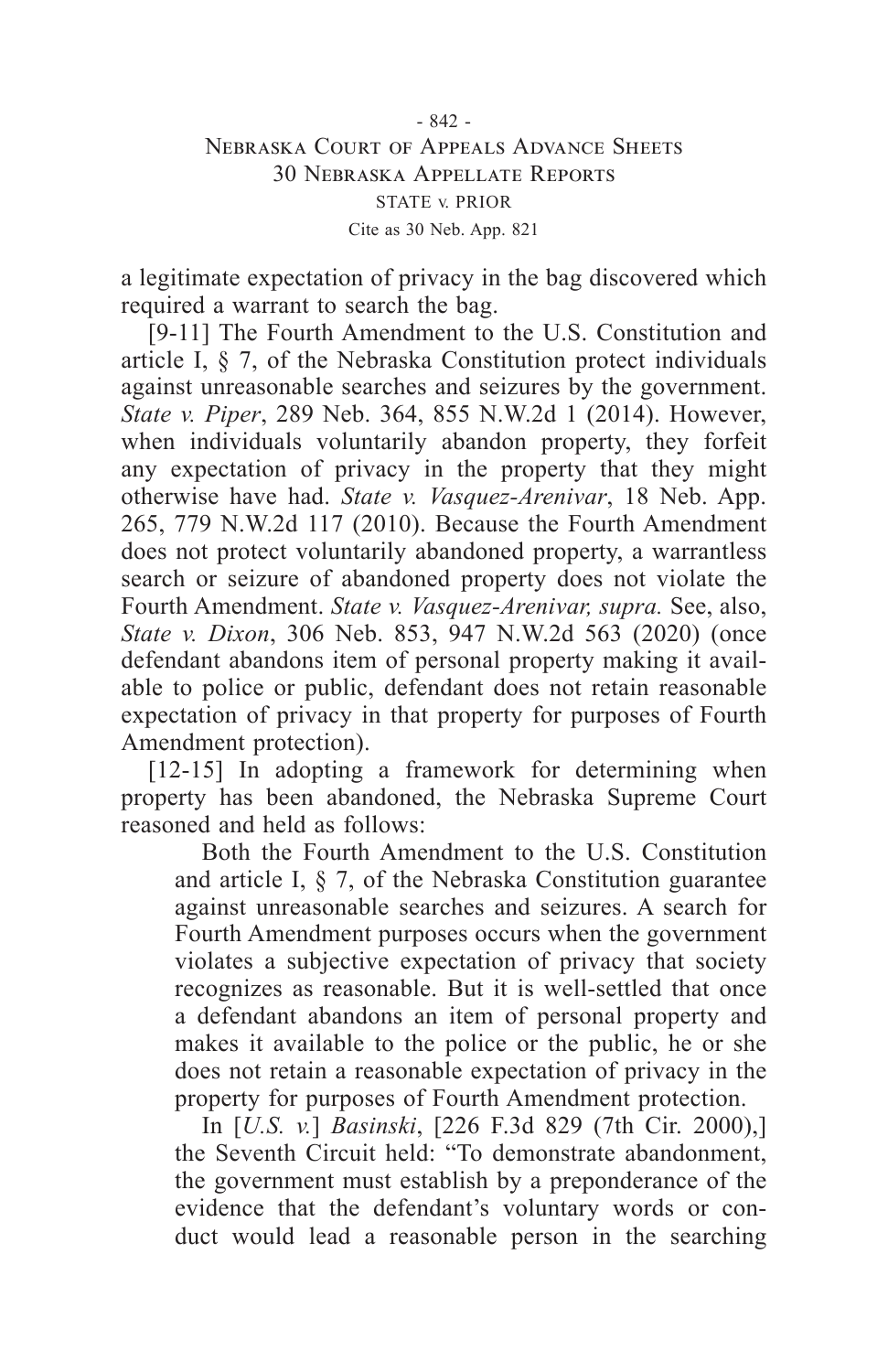a legitimate expectation of privacy in the bag discovered which required a warrant to search the bag.

[9-11] The Fourth Amendment to the U.S. Constitution and article I, § 7, of the Nebraska Constitution protect individuals against unreasonable searches and seizures by the government. *State v. Piper*, 289 Neb. 364, 855 N.W.2d 1 (2014). However, when individuals voluntarily abandon property, they forfeit any expectation of privacy in the property that they might otherwise have had. *State v. Vasquez-Arenivar*, 18 Neb. App. 265, 779 N.W.2d 117 (2010). Because the Fourth Amendment does not protect voluntarily abandoned property, a warrantless search or seizure of abandoned property does not violate the Fourth Amendment. *State v. Vasquez-Arenivar, supra.* See, also, *State v. Dixon*, 306 Neb. 853, 947 N.W.2d 563 (2020) (once defendant abandons item of personal property making it available to police or public, defendant does not retain reasonable expectation of privacy in that property for purposes of Fourth Amendment protection).

[12-15] In adopting a framework for determining when property has been abandoned, the Nebraska Supreme Court reasoned and held as follows:

> Both the Fourth Amendment to the U.S. Constitution and article I, § 7, of the Nebraska Constitution guarantee against unreasonable searches and seizures. A search for Fourth Amendment purposes occurs when the government violates a subjective expectation of privacy that society recognizes as reasonable. But it is well-settled that once a defendant abandons an item of personal property and makes it available to the police or the public, he or she does not retain a reasonable expectation of privacy in the property for purposes of Fourth Amendment protection.
>
> In [*U.S. v.*] *Basinski*, [226 F.3d 829 (7th Cir. 2000),] the Seventh Circuit held: "To demonstrate abandonment, the government must establish by a preponderance of the evidence that the defendant's voluntary words or conduct would lead a reasonable person in the searching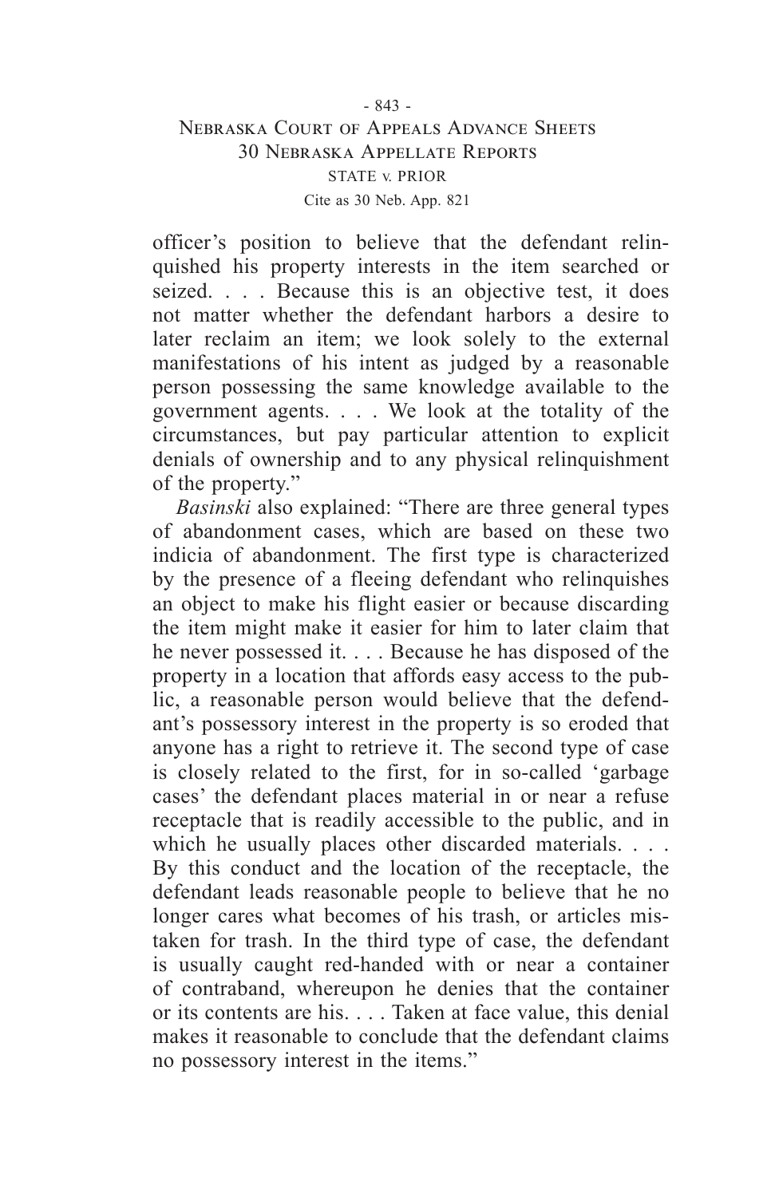officer's position to believe that the defendant relinquished his property interests in the item searched or seized. . . . Because this is an objective test, it does not matter whether the defendant harbors a desire to later reclaim an item; we look solely to the external manifestations of his intent as judged by a reasonable person possessing the same knowledge available to the government agents. . . . We look at the totality of the circumstances, but pay particular attention to explicit denials of ownership and to any physical relinquishment of the property."

*Basinski* also explained: "There are three general types of abandonment cases, which are based on these two indicia of abandonment. The first type is characterized by the presence of a fleeing defendant who relinquishes an object to make his flight easier or because discarding the item might make it easier for him to later claim that he never possessed it. . . . Because he has disposed of the property in a location that affords easy access to the public, a reasonable person would believe that the defendant's possessory interest in the property is so eroded that anyone has a right to retrieve it. The second type of case is closely related to the first, for in so-called 'garbage cases' the defendant places material in or near a refuse receptacle that is readily accessible to the public, and in which he usually places other discarded materials. . . . By this conduct and the location of the receptacle, the defendant leads reasonable people to believe that he no longer cares what becomes of his trash, or articles mistaken for trash. In the third type of case, the defendant is usually caught red-handed with or near a container of contraband, whereupon he denies that the container or its contents are his. . . . Taken at face value, this denial makes it reasonable to conclude that the defendant claims no possessory interest in the items."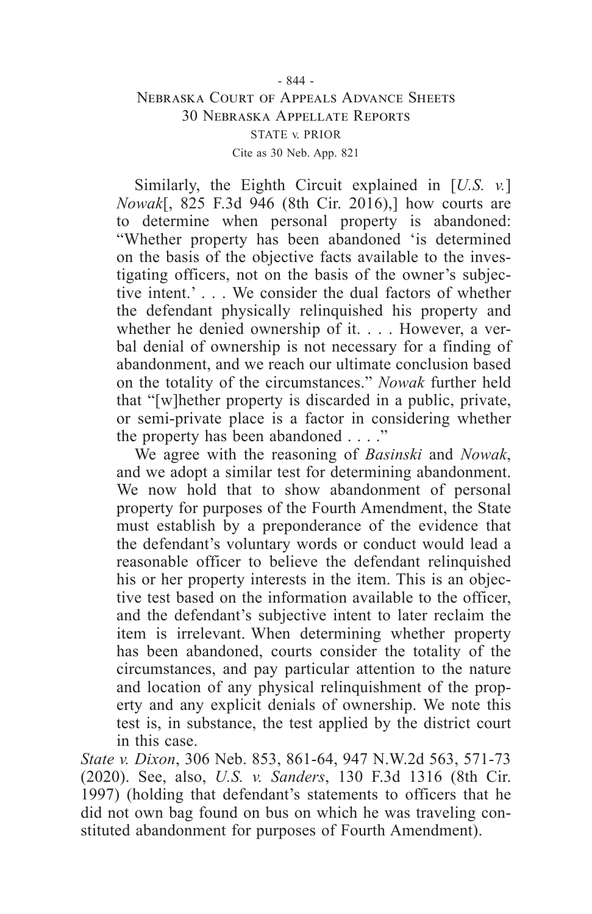Similarly, the Eighth Circuit explained in [*U.S. v.*] *Nowak*[, 825 F.3d 946 (8th Cir. 2016),] how courts are to determine when personal property is abandoned: "Whether property has been abandoned 'is determined on the basis of the objective facts available to the investigating officers, not on the basis of the owner's subjective intent.' . . . We consider the dual factors of whether the defendant physically relinquished his property and whether he denied ownership of it. . . . However, a verbal denial of ownership is not necessary for a finding of abandonment, and we reach our ultimate conclusion based on the totality of the circumstances." *Nowak* further held that "[w]hether property is discarded in a public, private, or semi-private place is a factor in considering whether the property has been abandoned . . . ."

We agree with the reasoning of *Basinski* and *Nowak*, and we adopt a similar test for determining abandonment. We now hold that to show abandonment of personal property for purposes of the Fourth Amendment, the State must establish by a preponderance of the evidence that the defendant's voluntary words or conduct would lead a reasonable officer to believe the defendant relinquished his or her property interests in the item. This is an objective test based on the information available to the officer, and the defendant's subjective intent to later reclaim the item is irrelevant. When determining whether property has been abandoned, courts consider the totality of the circumstances, and pay particular attention to the nature and location of any physical relinquishment of the property and any explicit denials of ownership. We note this test is, in substance, the test applied by the district court in this case.

*State v. Dixon*, 306 Neb. 853, 861-64, 947 N.W.2d 563, 571-73 (2020). See, also, *U.S. v. Sanders*, 130 F.3d 1316 (8th Cir. 1997) (holding that defendant's statements to officers that he did not own bag found on bus on which he was traveling constituted abandonment for purposes of Fourth Amendment).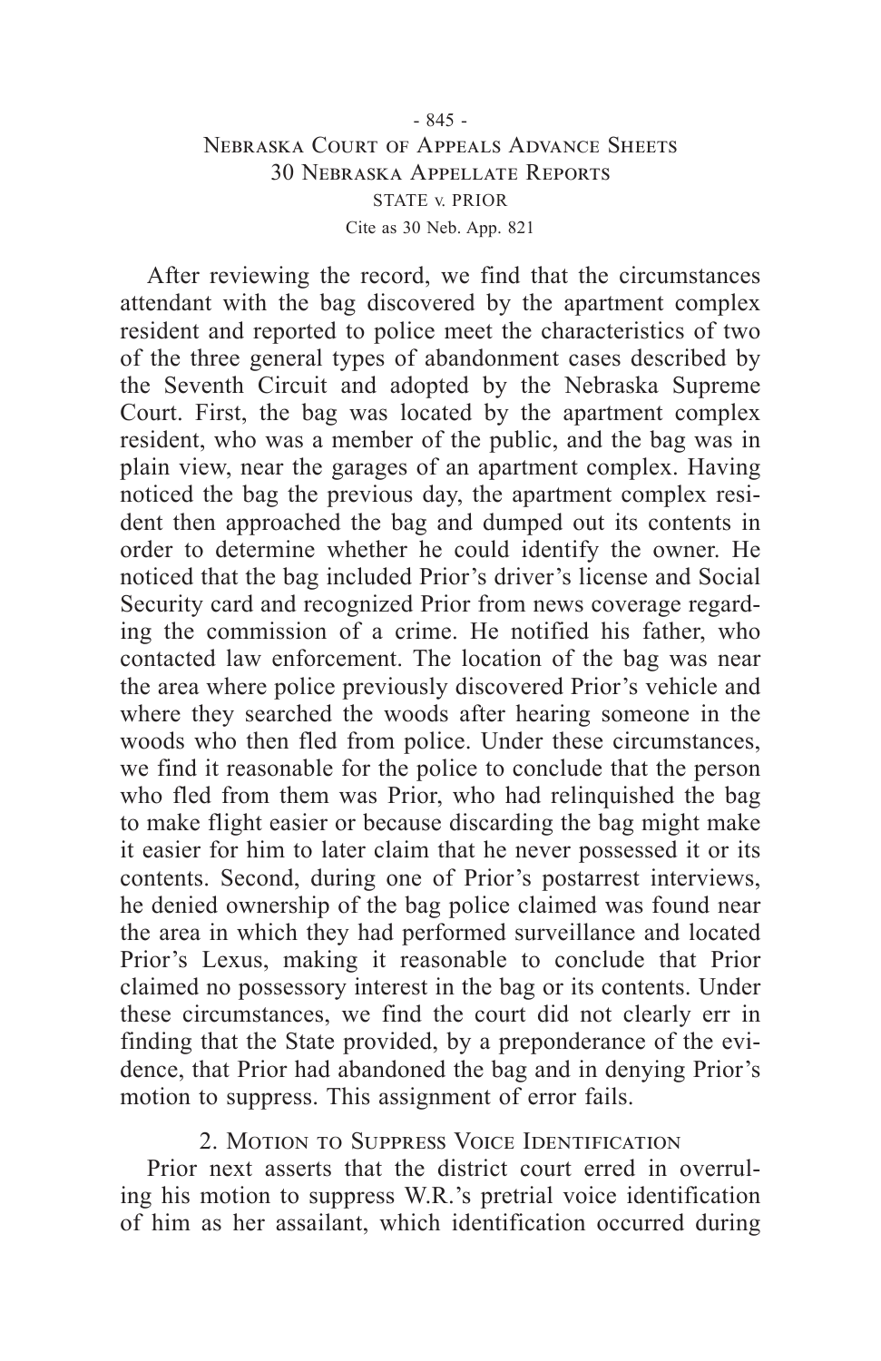After reviewing the record, we find that the circumstances attendant with the bag discovered by the apartment complex resident and reported to police meet the characteristics of two of the three general types of abandonment cases described by the Seventh Circuit and adopted by the Nebraska Supreme Court. First, the bag was located by the apartment complex resident, who was a member of the public, and the bag was in plain view, near the garages of an apartment complex. Having noticed the bag the previous day, the apartment complex resident then approached the bag and dumped out its contents in order to determine whether he could identify the owner. He noticed that the bag included Prior's driver's license and Social Security card and recognized Prior from news coverage regarding the commission of a crime. He notified his father, who contacted law enforcement. The location of the bag was near the area where police previously discovered Prior's vehicle and where they searched the woods after hearing someone in the woods who then fled from police. Under these circumstances, we find it reasonable for the police to conclude that the person who fled from them was Prior, who had relinquished the bag to make flight easier or because discarding the bag might make it easier for him to later claim that he never possessed it or its contents. Second, during one of Prior's postarrest interviews, he denied ownership of the bag police claimed was found near the area in which they had performed surveillance and located Prior's Lexus, making it reasonable to conclude that Prior claimed no possessory interest in the bag or its contents. Under these circumstances, we find the court did not clearly err in finding that the State provided, by a preponderance of the evidence, that Prior had abandoned the bag and in denying Prior's motion to suppress. This assignment of error fails.

## 2. Motion to Suppress Voice Identification

Prior next asserts that the district court erred in overruling his motion to suppress W.R.'s pretrial voice identification of him as her assailant, which identification occurred during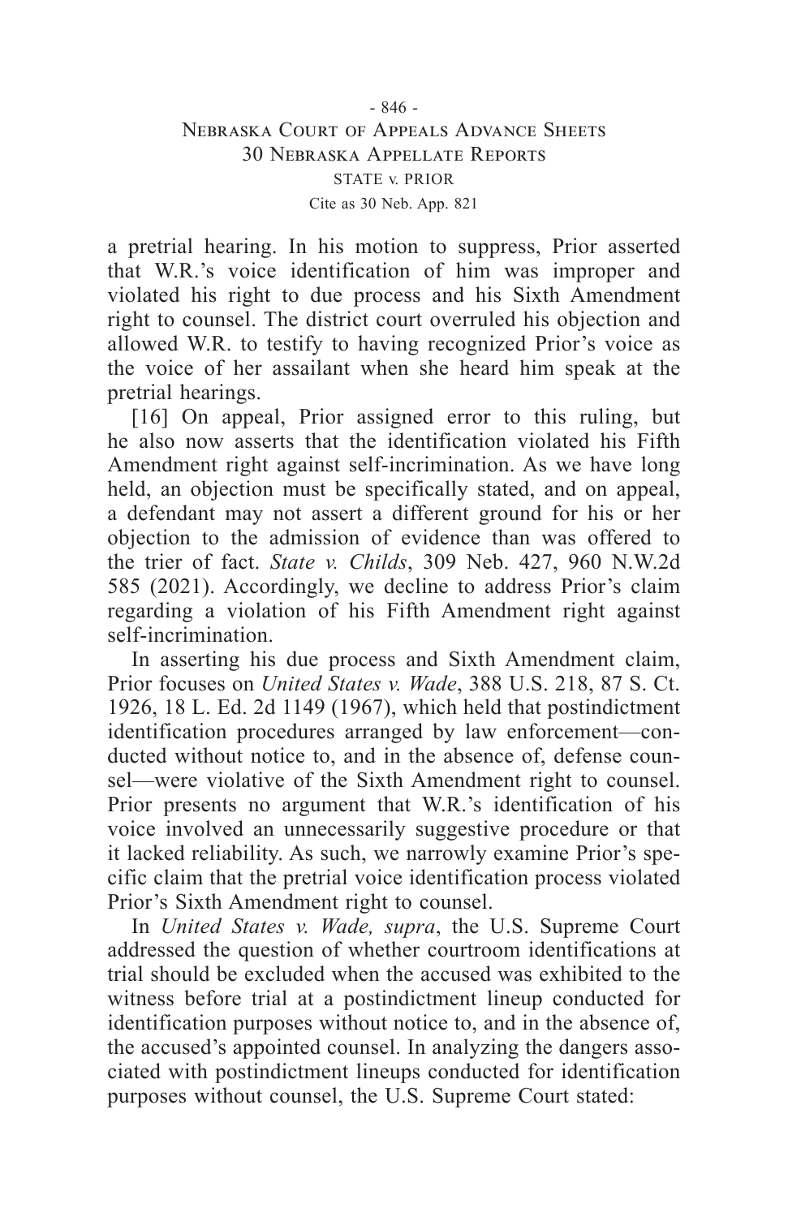a pretrial hearing. In his motion to suppress, Prior asserted that W.R.'s voice identification of him was improper and violated his right to due process and his Sixth Amendment right to counsel. The district court overruled his objection and allowed W.R. to testify to having recognized Prior's voice as the voice of her assailant when she heard him speak at the pretrial hearings.

[16] On appeal, Prior assigned error to this ruling, but he also now asserts that the identification violated his Fifth Amendment right against self-incrimination. As we have long held, an objection must be specifically stated, and on appeal, a defendant may not assert a different ground for his or her objection to the admission of evidence than was offered to the trier of fact. *State v. Childs*, 309 Neb. 427, 960 N.W.2d 585 (2021). Accordingly, we decline to address Prior's claim regarding a violation of his Fifth Amendment right against self-incrimination.

In asserting his due process and Sixth Amendment claim, Prior focuses on *United States v. Wade*, 388 U.S. 218, 87 S. Ct. 1926, 18 L. Ed. 2d 1149 (1967), which held that postindictment identification procedures arranged by law enforcement—conducted without notice to, and in the absence of, defense counsel—were violative of the Sixth Amendment right to counsel. Prior presents no argument that W.R.'s identification of his voice involved an unnecessarily suggestive procedure or that it lacked reliability. As such, we narrowly examine Prior's specific claim that the pretrial voice identification process violated Prior's Sixth Amendment right to counsel.

In *United States v. Wade, supra*, the U.S. Supreme Court addressed the question of whether courtroom identifications at trial should be excluded when the accused was exhibited to the witness before trial at a postindictment lineup conducted for identification purposes without notice to, and in the absence of, the accused's appointed counsel. In analyzing the dangers associated with postindictment lineups conducted for identification purposes without counsel, the U.S. Supreme Court stated: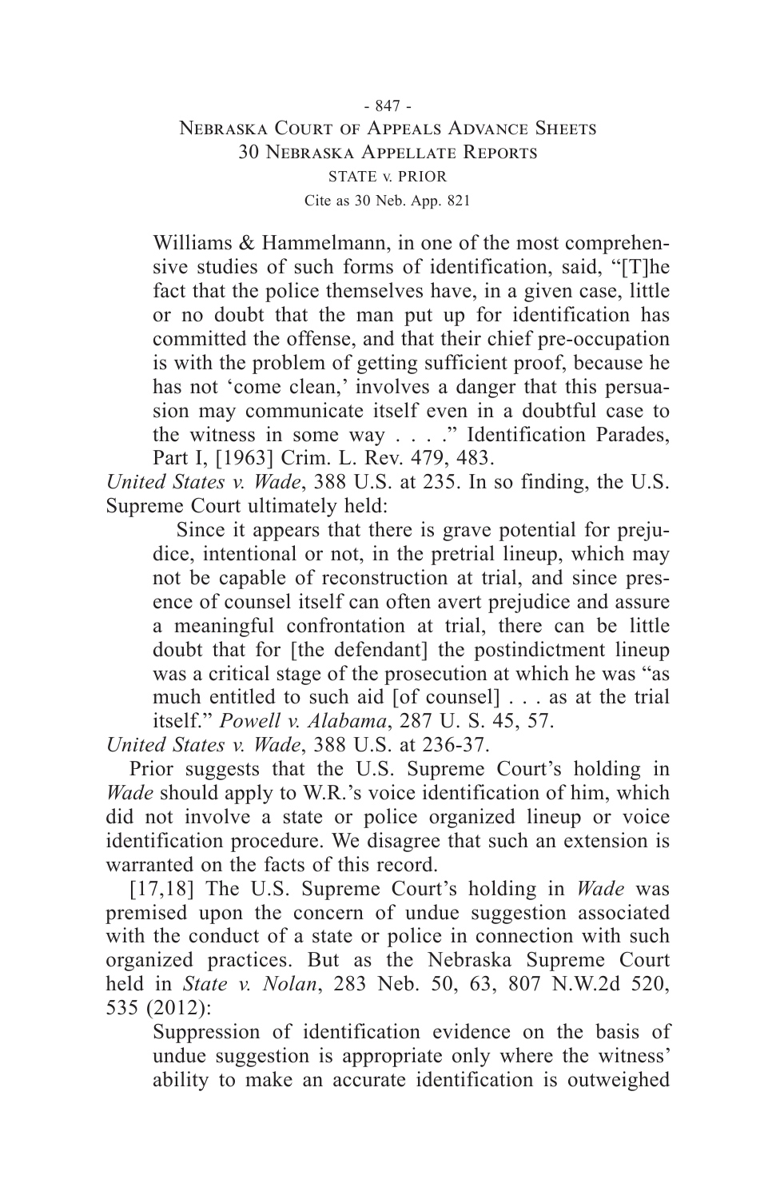> Williams & Hammelmann, in one of the most comprehensive studies of such forms of identification, said, "[T]he fact that the police themselves have, in a given case, little or no doubt that the man put up for identification has committed the offense, and that their chief pre-occupation is with the problem of getting sufficient proof, because he has not 'come clean,' involves a danger that this persuasion may communicate itself even in a doubtful case to the witness in some way . . . ." Identification Parades, Part I, [1963] Crim. L. Rev. 479, 483.

*United States v. Wade*, 388 U.S. at 235. In so finding, the U.S. Supreme Court ultimately held:

> Since it appears that there is grave potential for prejudice, intentional or not, in the pretrial lineup, which may not be capable of reconstruction at trial, and since presence of counsel itself can often avert prejudice and assure a meaningful confrontation at trial, there can be little doubt that for [the defendant] the postindictment lineup was a critical stage of the prosecution at which he was "as much entitled to such aid [of counsel] . . . as at the trial itself." *Powell v. Alabama*, 287 U. S. 45, 57.

*United States v. Wade*, 388 U.S. at 236-37.

Prior suggests that the U.S. Supreme Court's holding in *Wade* should apply to W.R.'s voice identification of him, which did not involve a state or police organized lineup or voice identification procedure. We disagree that such an extension is warranted on the facts of this record.

[17,18] The U.S. Supreme Court's holding in *Wade* was premised upon the concern of undue suggestion associated with the conduct of a state or police in connection with such organized practices. But as the Nebraska Supreme Court held in *State v. Nolan*, 283 Neb. 50, 63, 807 N.W.2d 520, 535 (2012):

> Suppression of identification evidence on the basis of undue suggestion is appropriate only where the witness' ability to make an accurate identification is outweighed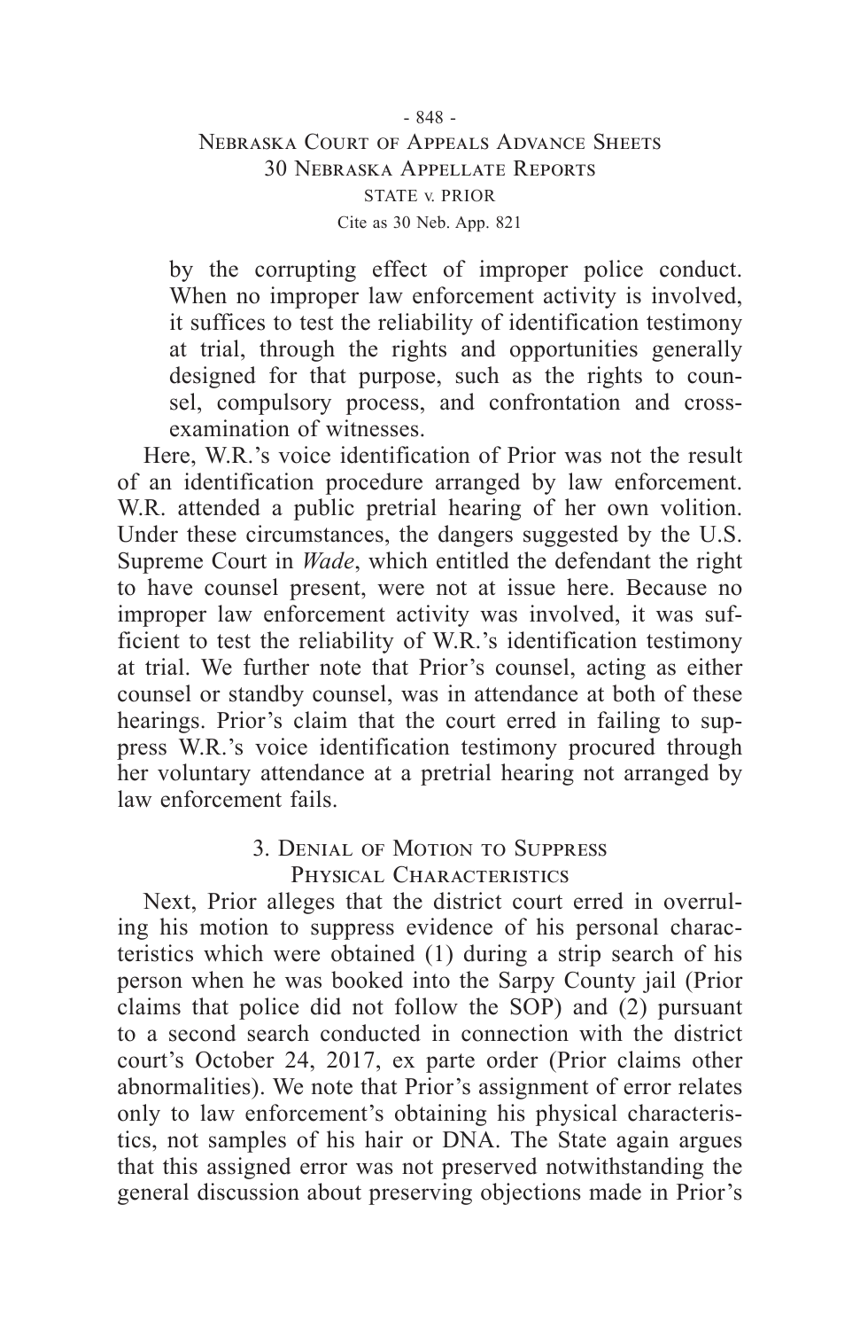> by the corrupting effect of improper police conduct. When no improper law enforcement activity is involved, it suffices to test the reliability of identification testimony at trial, through the rights and opportunities generally designed for that purpose, such as the rights to counsel, compulsory process, and confrontation and cross-examination of witnesses.

Here, W.R.'s voice identification of Prior was not the result of an identification procedure arranged by law enforcement. W.R. attended a public pretrial hearing of her own volition. Under these circumstances, the dangers suggested by the U.S. Supreme Court in *Wade*, which entitled the defendant the right to have counsel present, were not at issue here. Because no improper law enforcement activity was involved, it was sufficient to test the reliability of W.R.'s identification testimony at trial. We further note that Prior's counsel, acting as either counsel or standby counsel, was in attendance at both of these hearings. Prior's claim that the court erred in failing to suppress W.R.'s voice identification testimony procured through her voluntary attendance at a pretrial hearing not arranged by law enforcement fails.

### 3. Denial of Motion to Suppress Physical Characteristics

Next, Prior alleges that the district court erred in overruling his motion to suppress evidence of his personal characteristics which were obtained (1) during a strip search of his person when he was booked into the Sarpy County jail (Prior claims that police did not follow the SOP) and (2) pursuant to a second search conducted in connection with the district court's October 24, 2017, ex parte order (Prior claims other abnormalities). We note that Prior's assignment of error relates only to law enforcement's obtaining his physical characteristics, not samples of his hair or DNA. The State again argues that this assigned error was not preserved notwithstanding the general discussion about preserving objections made in Prior's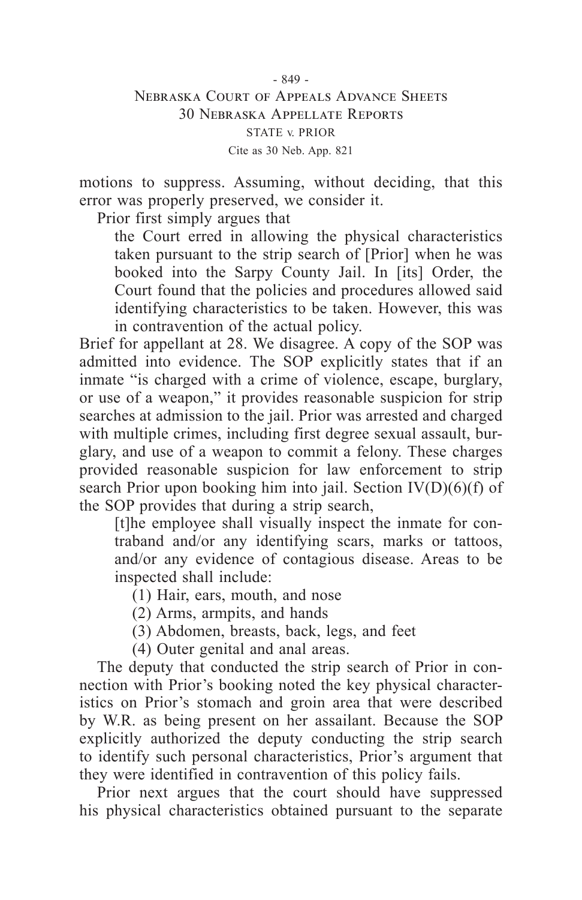motions to suppress. Assuming, without deciding, that this error was properly preserved, we consider it.

Prior first simply argues that

> the Court erred in allowing the physical characteristics taken pursuant to the strip search of [Prior] when he was booked into the Sarpy County Jail. In [its] Order, the Court found that the policies and procedures allowed said identifying characteristics to be taken. However, this was in contravention of the actual policy.

Brief for appellant at 28. We disagree. A copy of the SOP was admitted into evidence. The SOP explicitly states that if an inmate "is charged with a crime of violence, escape, burglary, or use of a weapon," it provides reasonable suspicion for strip searches at admission to the jail. Prior was arrested and charged with multiple crimes, including first degree sexual assault, burglary, and use of a weapon to commit a felony. These charges provided reasonable suspicion for law enforcement to strip search Prior upon booking him into jail. Section IV(D)(6)(f) of the SOP provides that during a strip search,

> [t]he employee shall visually inspect the inmate for contraband and/or any identifying scars, marks or tattoos, and/or any evidence of contagious disease. Areas to be inspected shall include:
>
> (1) Hair, ears, mouth, and nose
>
> (2) Arms, armpits, and hands
>
> (3) Abdomen, breasts, back, legs, and feet
>
> (4) Outer genital and anal areas.

The deputy that conducted the strip search of Prior in connection with Prior's booking noted the key physical characteristics on Prior's stomach and groin area that were described by W.R. as being present on her assailant. Because the SOP explicitly authorized the deputy conducting the strip search to identify such personal characteristics, Prior's argument that they were identified in contravention of this policy fails.

Prior next argues that the court should have suppressed his physical characteristics obtained pursuant to the separate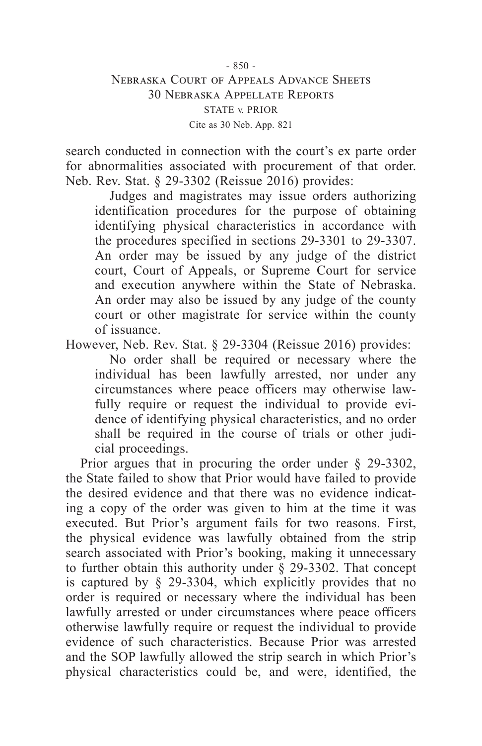search conducted in connection with the court's ex parte order for abnormalities associated with procurement of that order. Neb. Rev. Stat. § 29-3302 (Reissue 2016) provides:

> Judges and magistrates may issue orders authorizing identification procedures for the purpose of obtaining identifying physical characteristics in accordance with the procedures specified in sections 29-3301 to 29-3307. An order may be issued by any judge of the district court, Court of Appeals, or Supreme Court for service and execution anywhere within the State of Nebraska. An order may also be issued by any judge of the county court or other magistrate for service within the county of issuance.

However, Neb. Rev. Stat. § 29-3304 (Reissue 2016) provides:

> No order shall be required or necessary where the individual has been lawfully arrested, nor under any circumstances where peace officers may otherwise lawfully require or request the individual to provide evidence of identifying physical characteristics, and no order shall be required in the course of trials or other judicial proceedings.

Prior argues that in procuring the order under § 29-3302, the State failed to show that Prior would have failed to provide the desired evidence and that there was no evidence indicating a copy of the order was given to him at the time it was executed. But Prior's argument fails for two reasons. First, the physical evidence was lawfully obtained from the strip search associated with Prior's booking, making it unnecessary to further obtain this authority under § 29-3302. That concept is captured by § 29-3304, which explicitly provides that no order is required or necessary where the individual has been lawfully arrested or under circumstances where peace officers otherwise lawfully require or request the individual to provide evidence of such characteristics. Because Prior was arrested and the SOP lawfully allowed the strip search in which Prior's physical characteristics could be, and were, identified, the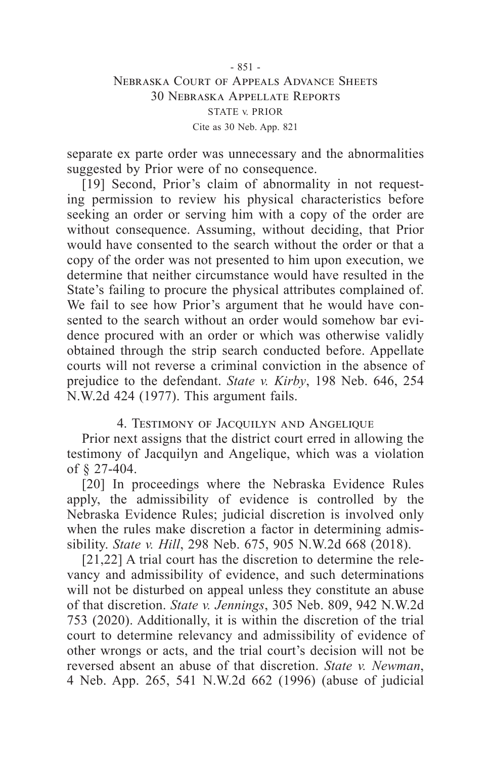separate ex parte order was unnecessary and the abnormalities suggested by Prior were of no consequence.

[19] Second, Prior's claim of abnormality in not requesting permission to review his physical characteristics before seeking an order or serving him with a copy of the order are without consequence. Assuming, without deciding, that Prior would have consented to the search without the order or that a copy of the order was not presented to him upon execution, we determine that neither circumstance would have resulted in the State's failing to procure the physical attributes complained of. We fail to see how Prior's argument that he would have consented to the search without an order would somehow bar evidence procured with an order or which was otherwise validly obtained through the strip search conducted before. Appellate courts will not reverse a criminal conviction in the absence of prejudice to the defendant. *State v. Kirby*, 198 Neb. 646, 254 N.W.2d 424 (1977). This argument fails.

### 4. Testimony of Jacquilyn and Angelique

Prior next assigns that the district court erred in allowing the testimony of Jacquilyn and Angelique, which was a violation of § 27-404.

[20] In proceedings where the Nebraska Evidence Rules apply, the admissibility of evidence is controlled by the Nebraska Evidence Rules; judicial discretion is involved only when the rules make discretion a factor in determining admissibility. *State v. Hill*, 298 Neb. 675, 905 N.W.2d 668 (2018).

[21,22] A trial court has the discretion to determine the relevancy and admissibility of evidence, and such determinations will not be disturbed on appeal unless they constitute an abuse of that discretion. *State v. Jennings*, 305 Neb. 809, 942 N.W.2d 753 (2020). Additionally, it is within the discretion of the trial court to determine relevancy and admissibility of evidence of other wrongs or acts, and the trial court's decision will not be reversed absent an abuse of that discretion. *State v. Newman*, 4 Neb. App. 265, 541 N.W.2d 662 (1996) (abuse of judicial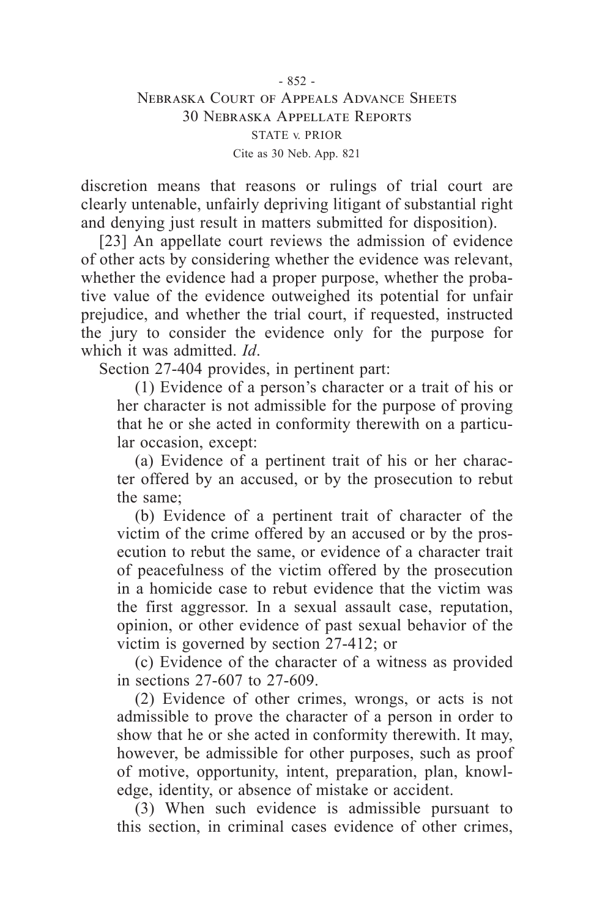discretion means that reasons or rulings of trial court are clearly untenable, unfairly depriving litigant of substantial right and denying just result in matters submitted for disposition).

[23] An appellate court reviews the admission of evidence of other acts by considering whether the evidence was relevant, whether the evidence had a proper purpose, whether the probative value of the evidence outweighed its potential for unfair prejudice, and whether the trial court, if requested, instructed the jury to consider the evidence only for the purpose for which it was admitted. *Id*.

Section 27-404 provides, in pertinent part:

> (1) Evidence of a person's character or a trait of his or her character is not admissible for the purpose of proving that he or she acted in conformity therewith on a particular occasion, except:
>
> (a) Evidence of a pertinent trait of his or her character offered by an accused, or by the prosecution to rebut the same;
>
> (b) Evidence of a pertinent trait of character of the victim of the crime offered by an accused or by the prosecution to rebut the same, or evidence of a character trait of peacefulness of the victim offered by the prosecution in a homicide case to rebut evidence that the victim was the first aggressor. In a sexual assault case, reputation, opinion, or other evidence of past sexual behavior of the victim is governed by section 27-412; or
>
> (c) Evidence of the character of a witness as provided in sections 27-607 to 27-609.
>
> (2) Evidence of other crimes, wrongs, or acts is not admissible to prove the character of a person in order to show that he or she acted in conformity therewith. It may, however, be admissible for other purposes, such as proof of motive, opportunity, intent, preparation, plan, knowledge, identity, or absence of mistake or accident.
>
> (3) When such evidence is admissible pursuant to this section, in criminal cases evidence of other crimes,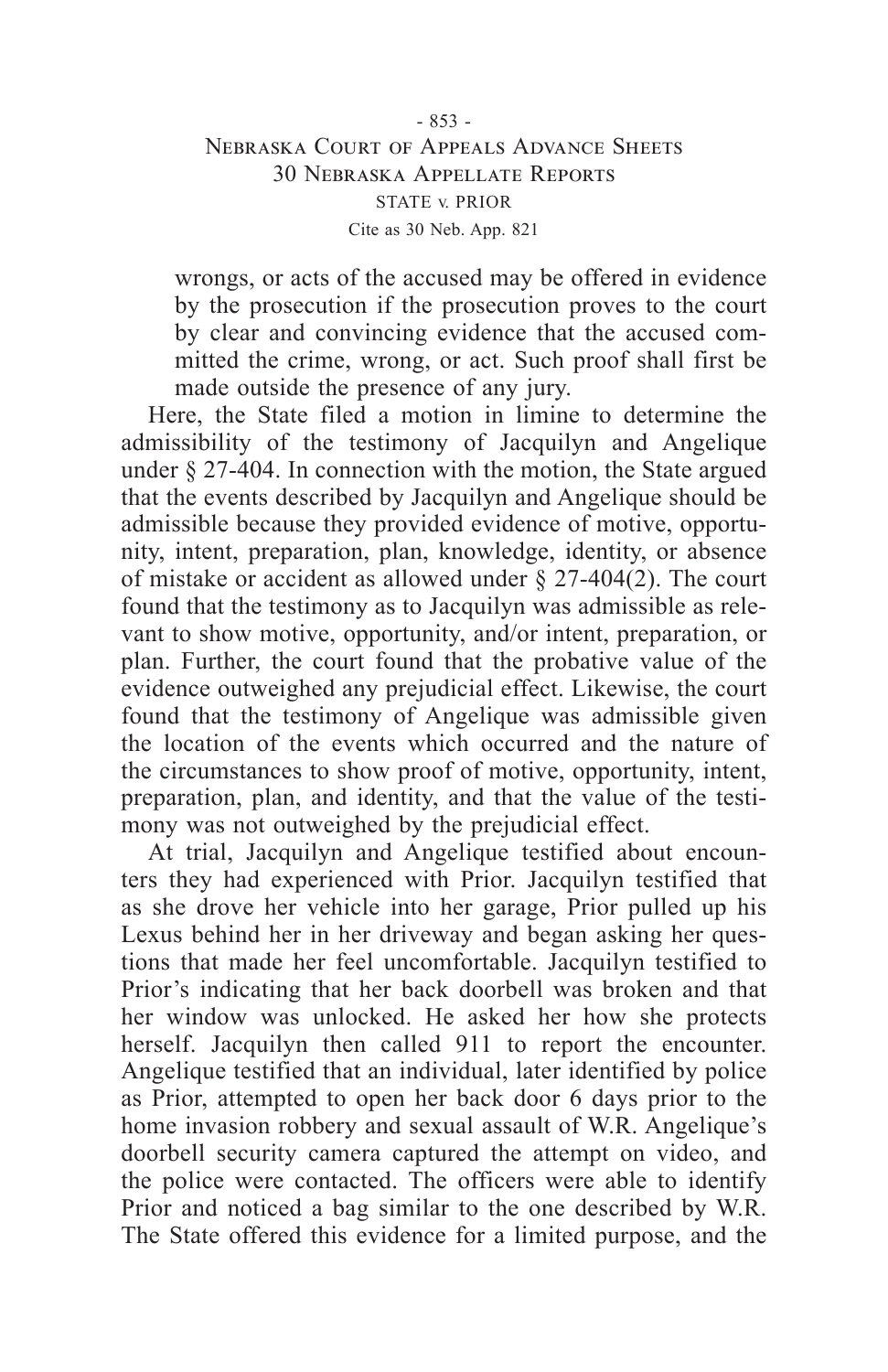wrongs, or acts of the accused may be offered in evidence by the prosecution if the prosecution proves to the court by clear and convincing evidence that the accused committed the crime, wrong, or act. Such proof shall first be made outside the presence of any jury.

Here, the State filed a motion in limine to determine the admissibility of the testimony of Jacquilyn and Angelique under § 27-404. In connection with the motion, the State argued that the events described by Jacquilyn and Angelique should be admissible because they provided evidence of motive, opportunity, intent, preparation, plan, knowledge, identity, or absence of mistake or accident as allowed under § 27-404(2). The court found that the testimony as to Jacquilyn was admissible as relevant to show motive, opportunity, and/or intent, preparation, or plan. Further, the court found that the probative value of the evidence outweighed any prejudicial effect. Likewise, the court found that the testimony of Angelique was admissible given the location of the events which occurred and the nature of the circumstances to show proof of motive, opportunity, intent, preparation, plan, and identity, and that the value of the testimony was not outweighed by the prejudicial effect.

At trial, Jacquilyn and Angelique testified about encounters they had experienced with Prior. Jacquilyn testified that as she drove her vehicle into her garage, Prior pulled up his Lexus behind her in her driveway and began asking her questions that made her feel uncomfortable. Jacquilyn testified to Prior's indicating that her back doorbell was broken and that her window was unlocked. He asked her how she protects herself. Jacquilyn then called 911 to report the encounter. Angelique testified that an individual, later identified by police as Prior, attempted to open her back door 6 days prior to the home invasion robbery and sexual assault of W.R. Angelique's doorbell security camera captured the attempt on video, and the police were contacted. The officers were able to identify Prior and noticed a bag similar to the one described by W.R. The State offered this evidence for a limited purpose, and the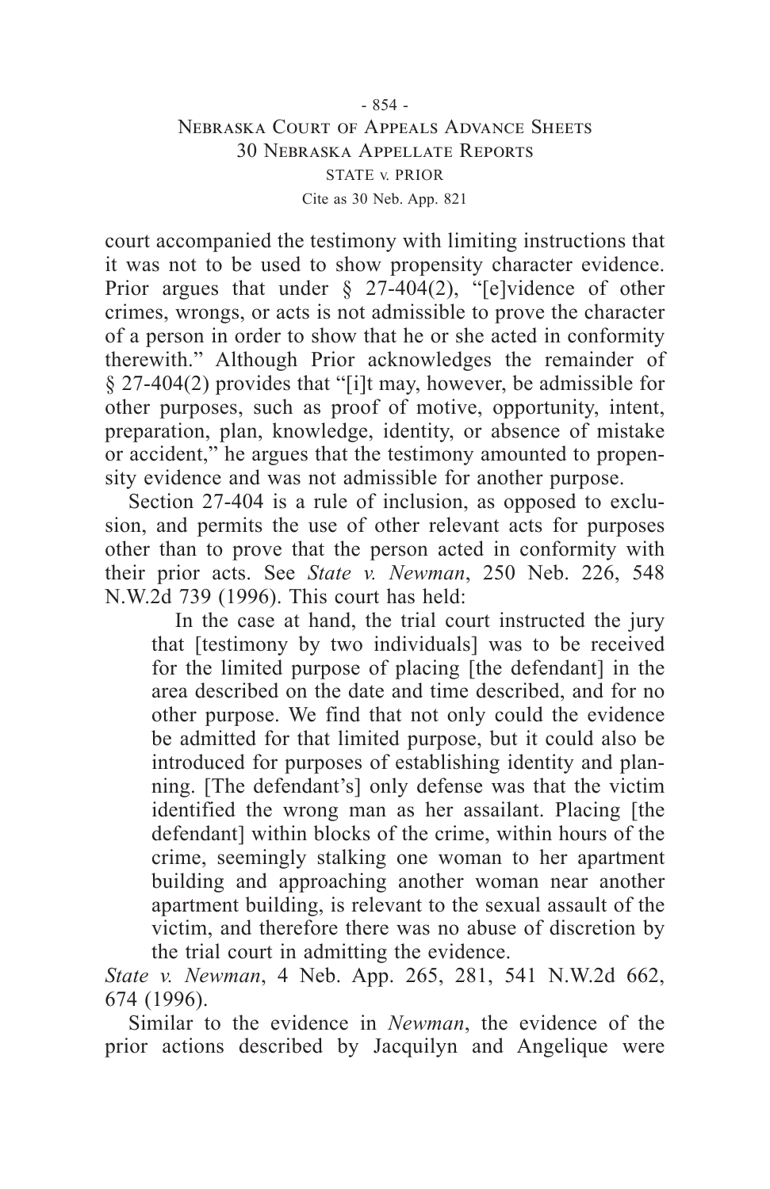court accompanied the testimony with limiting instructions that it was not to be used to show propensity character evidence. Prior argues that under § 27-404(2), "[e]vidence of other crimes, wrongs, or acts is not admissible to prove the character of a person in order to show that he or she acted in conformity therewith." Although Prior acknowledges the remainder of § 27-404(2) provides that "[i]t may, however, be admissible for other purposes, such as proof of motive, opportunity, intent, preparation, plan, knowledge, identity, or absence of mistake or accident," he argues that the testimony amounted to propensity evidence and was not admissible for another purpose.

Section 27-404 is a rule of inclusion, as opposed to exclusion, and permits the use of other relevant acts for purposes other than to prove that the person acted in conformity with their prior acts. See *State v. Newman*, 250 Neb. 226, 548 N.W.2d 739 (1996). This court has held:

> In the case at hand, the trial court instructed the jury that [testimony by two individuals] was to be received for the limited purpose of placing [the defendant] in the area described on the date and time described, and for no other purpose. We find that not only could the evidence be admitted for that limited purpose, but it could also be introduced for purposes of establishing identity and planning. [The defendant's] only defense was that the victim identified the wrong man as her assailant. Placing [the defendant] within blocks of the crime, within hours of the crime, seemingly stalking one woman to her apartment building and approaching another woman near another apartment building, is relevant to the sexual assault of the victim, and therefore there was no abuse of discretion by the trial court in admitting the evidence.

*State v. Newman*, 4 Neb. App. 265, 281, 541 N.W.2d 662, 674 (1996).

Similar to the evidence in *Newman*, the evidence of the prior actions described by Jacquilyn and Angelique were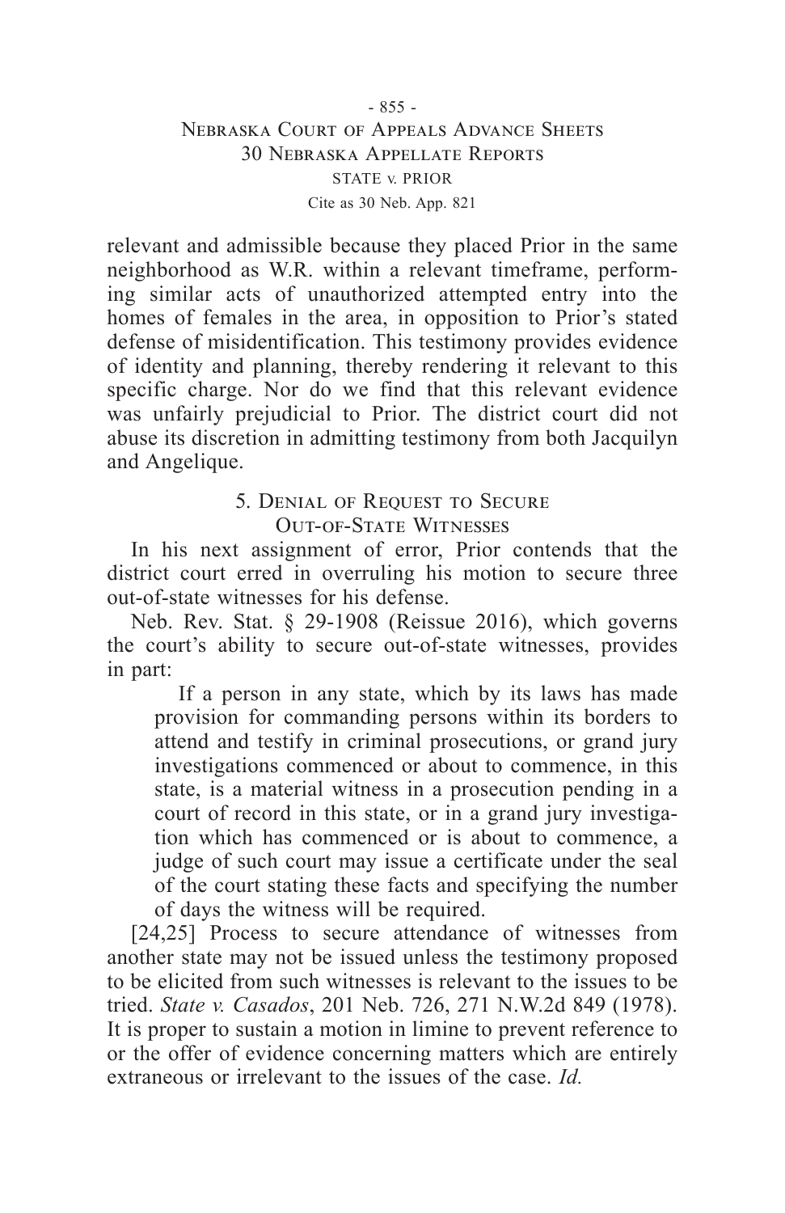relevant and admissible because they placed Prior in the same neighborhood as W.R. within a relevant timeframe, performing similar acts of unauthorized attempted entry into the homes of females in the area, in opposition to Prior's stated defense of misidentification. This testimony provides evidence of identity and planning, thereby rendering it relevant to this specific charge. Nor do we find that this relevant evidence was unfairly prejudicial to Prior. The district court did not abuse its discretion in admitting testimony from both Jacquilyn and Angelique.

### 5. Denial of Request to Secure Out-of-State Witnesses

In his next assignment of error, Prior contends that the district court erred in overruling his motion to secure three out-of-state witnesses for his defense.

Neb. Rev. Stat. § 29-1908 (Reissue 2016), which governs the court's ability to secure out-of-state witnesses, provides in part:

> If a person in any state, which by its laws has made provision for commanding persons within its borders to attend and testify in criminal prosecutions, or grand jury investigations commenced or about to commence, in this state, is a material witness in a prosecution pending in a court of record in this state, or in a grand jury investigation which has commenced or is about to commence, a judge of such court may issue a certificate under the seal of the court stating these facts and specifying the number of days the witness will be required.

[24,25] Process to secure attendance of witnesses from another state may not be issued unless the testimony proposed to be elicited from such witnesses is relevant to the issues to be tried. *State v. Casados*, 201 Neb. 726, 271 N.W.2d 849 (1978). It is proper to sustain a motion in limine to prevent reference to or the offer of evidence concerning matters which are entirely extraneous or irrelevant to the issues of the case. *Id.*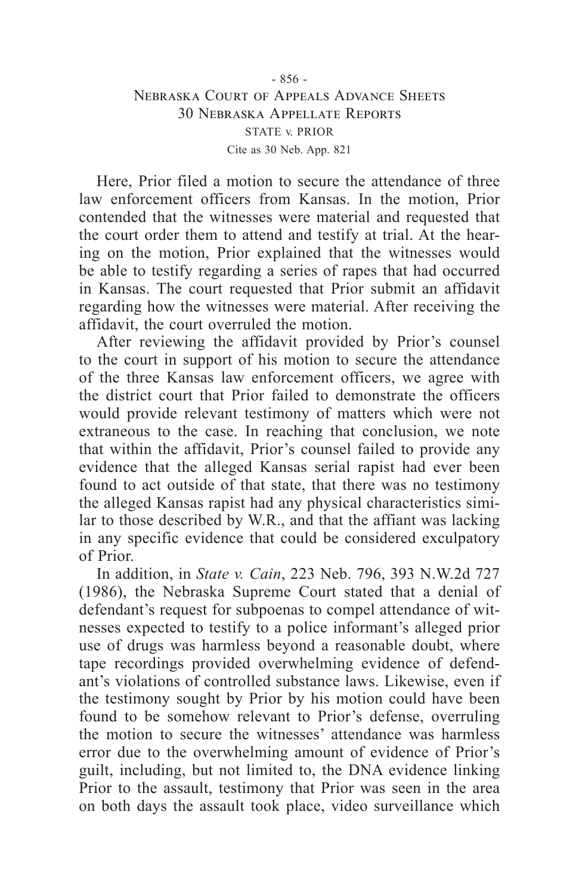Here, Prior filed a motion to secure the attendance of three law enforcement officers from Kansas. In the motion, Prior contended that the witnesses were material and requested that the court order them to attend and testify at trial. At the hearing on the motion, Prior explained that the witnesses would be able to testify regarding a series of rapes that had occurred in Kansas. The court requested that Prior submit an affidavit regarding how the witnesses were material. After receiving the affidavit, the court overruled the motion.

After reviewing the affidavit provided by Prior's counsel to the court in support of his motion to secure the attendance of the three Kansas law enforcement officers, we agree with the district court that Prior failed to demonstrate the officers would provide relevant testimony of matters which were not extraneous to the case. In reaching that conclusion, we note that within the affidavit, Prior's counsel failed to provide any evidence that the alleged Kansas serial rapist had ever been found to act outside of that state, that there was no testimony the alleged Kansas rapist had any physical characteristics similar to those described by W.R., and that the affiant was lacking in any specific evidence that could be considered exculpatory of Prior.

In addition, in *State v. Cain*, 223 Neb. 796, 393 N.W.2d 727 (1986), the Nebraska Supreme Court stated that a denial of defendant's request for subpoenas to compel attendance of witnesses expected to testify to a police informant's alleged prior use of drugs was harmless beyond a reasonable doubt, where tape recordings provided overwhelming evidence of defendant's violations of controlled substance laws. Likewise, even if the testimony sought by Prior by his motion could have been found to be somehow relevant to Prior's defense, overruling the motion to secure the witnesses' attendance was harmless error due to the overwhelming amount of evidence of Prior's guilt, including, but not limited to, the DNA evidence linking Prior to the assault, testimony that Prior was seen in the area on both days the assault took place, video surveillance which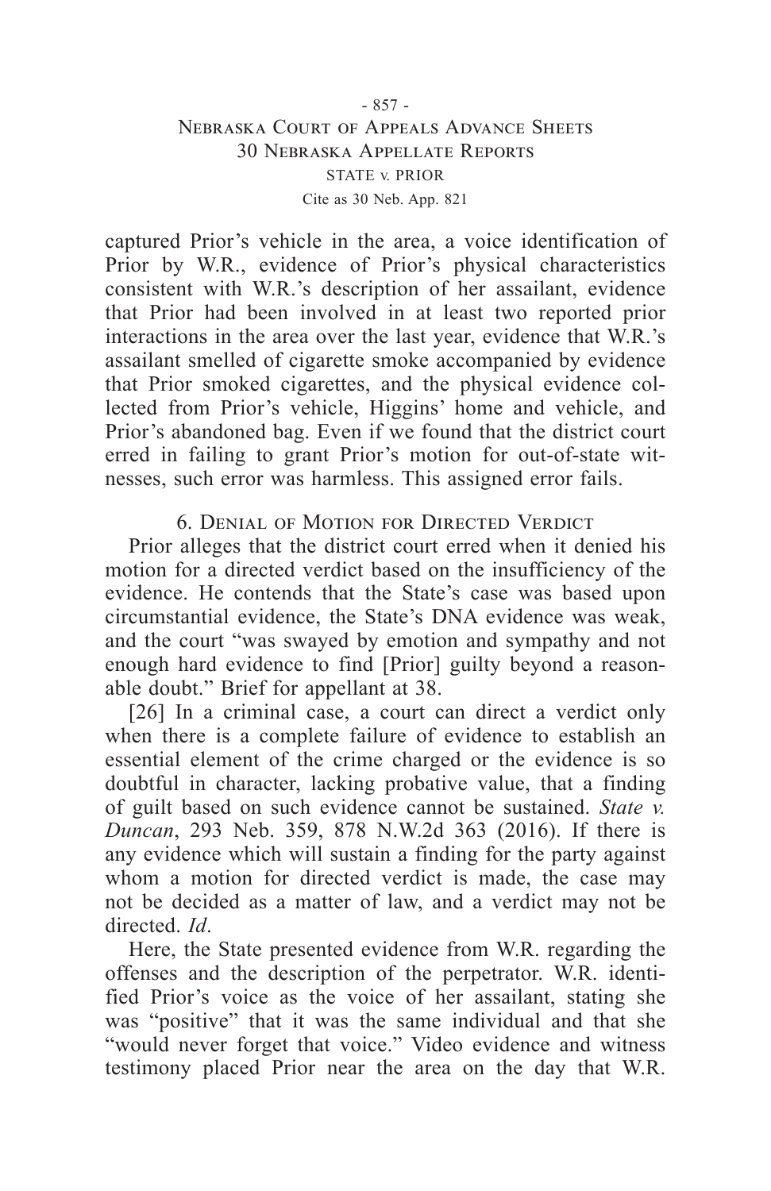captured Prior's vehicle in the area, a voice identification of Prior by W.R., evidence of Prior's physical characteristics consistent with W.R.'s description of her assailant, evidence that Prior had been involved in at least two reported prior interactions in the area over the last year, evidence that W.R.'s assailant smelled of cigarette smoke accompanied by evidence that Prior smoked cigarettes, and the physical evidence collected from Prior's vehicle, Higgins' home and vehicle, and Prior's abandoned bag. Even if we found that the district court erred in failing to grant Prior's motion for out-of-state witnesses, such error was harmless. This assigned error fails.

### 6. Denial of Motion for Directed Verdict

Prior alleges that the district court erred when it denied his motion for a directed verdict based on the insufficiency of the evidence. He contends that the State's case was based upon circumstantial evidence, the State's DNA evidence was weak, and the court "was swayed by emotion and sympathy and not enough hard evidence to find [Prior] guilty beyond a reasonable doubt." Brief for appellant at 38.

[26] In a criminal case, a court can direct a verdict only when there is a complete failure of evidence to establish an essential element of the crime charged or the evidence is so doubtful in character, lacking probative value, that a finding of guilt based on such evidence cannot be sustained. *State v. Duncan*, 293 Neb. 359, 878 N.W.2d 363 (2016). If there is any evidence which will sustain a finding for the party against whom a motion for directed verdict is made, the case may not be decided as a matter of law, and a verdict may not be directed. *Id*.

Here, the State presented evidence from W.R. regarding the offenses and the description of the perpetrator. W.R. identified Prior's voice as the voice of her assailant, stating she was "positive" that it was the same individual and that she "would never forget that voice." Video evidence and witness testimony placed Prior near the area on the day that W.R.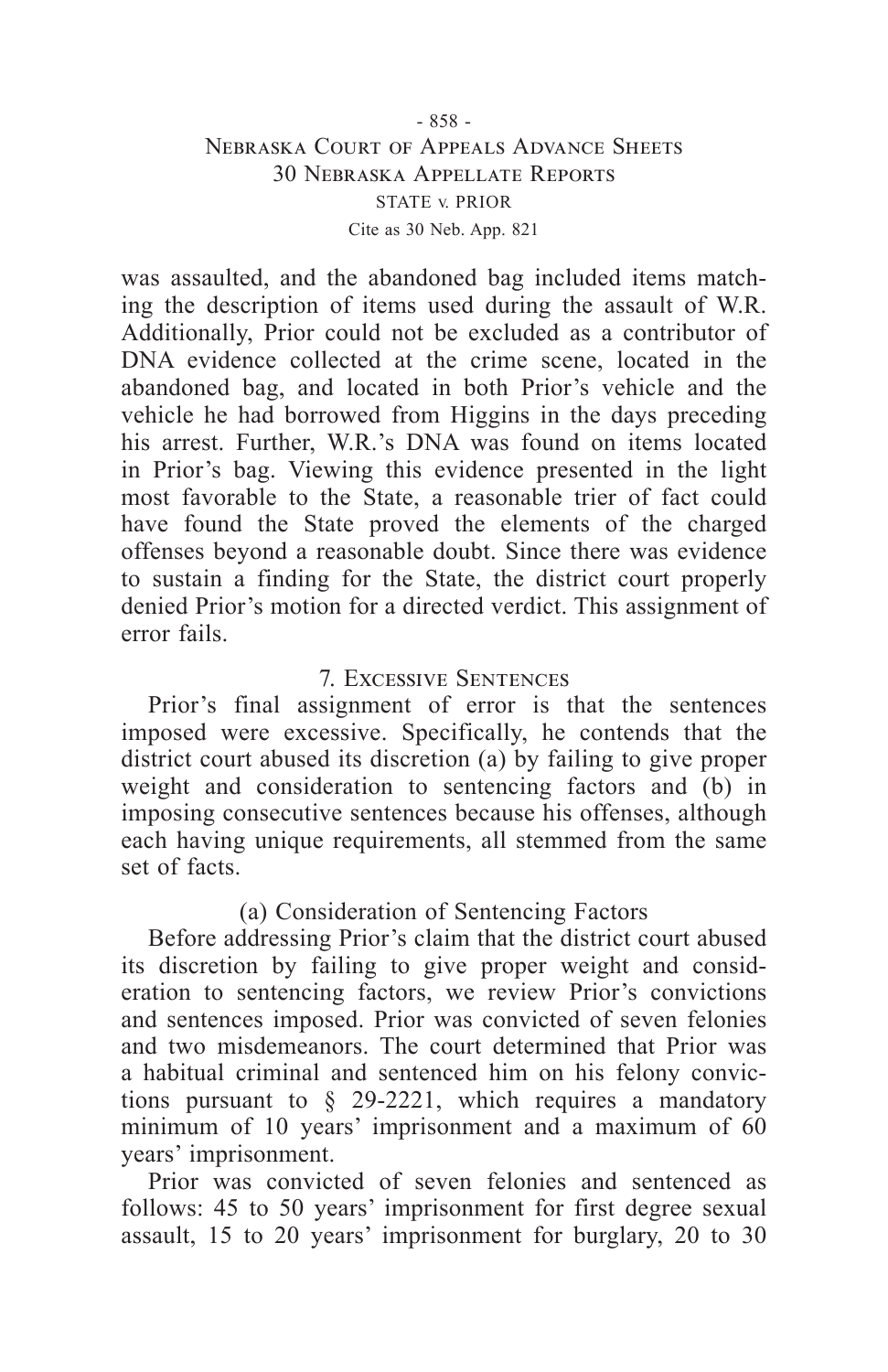was assaulted, and the abandoned bag included items matching the description of items used during the assault of W.R. Additionally, Prior could not be excluded as a contributor of DNA evidence collected at the crime scene, located in the abandoned bag, and located in both Prior's vehicle and the vehicle he had borrowed from Higgins in the days preceding his arrest. Further, W.R.'s DNA was found on items located in Prior's bag. Viewing this evidence presented in the light most favorable to the State, a reasonable trier of fact could have found the State proved the elements of the charged offenses beyond a reasonable doubt. Since there was evidence to sustain a finding for the State, the district court properly denied Prior's motion for a directed verdict. This assignment of error fails.

### 7. Excessive Sentences

Prior's final assignment of error is that the sentences imposed were excessive. Specifically, he contends that the district court abused its discretion (a) by failing to give proper weight and consideration to sentencing factors and (b) in imposing consecutive sentences because his offenses, although each having unique requirements, all stemmed from the same set of facts.

#### (a) Consideration of Sentencing Factors

Before addressing Prior's claim that the district court abused its discretion by failing to give proper weight and consideration to sentencing factors, we review Prior's convictions and sentences imposed. Prior was convicted of seven felonies and two misdemeanors. The court determined that Prior was a habitual criminal and sentenced him on his felony convictions pursuant to § 29-2221, which requires a mandatory minimum of 10 years' imprisonment and a maximum of 60 years' imprisonment.

Prior was convicted of seven felonies and sentenced as follows: 45 to 50 years' imprisonment for first degree sexual assault, 15 to 20 years' imprisonment for burglary, 20 to 30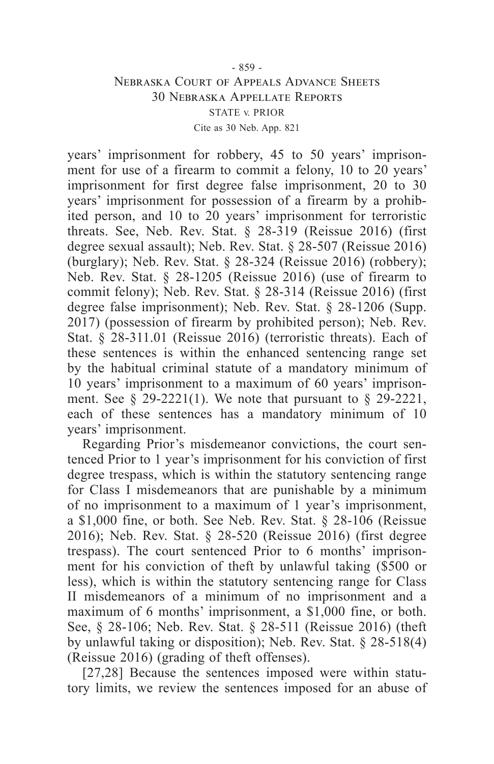years' imprisonment for robbery, 45 to 50 years' imprisonment for use of a firearm to commit a felony, 10 to 20 years' imprisonment for first degree false imprisonment, 20 to 30 years' imprisonment for possession of a firearm by a prohibited person, and 10 to 20 years' imprisonment for terroristic threats. See, Neb. Rev. Stat. § 28-319 (Reissue 2016) (first degree sexual assault); Neb. Rev. Stat. § 28-507 (Reissue 2016) (burglary); Neb. Rev. Stat. § 28-324 (Reissue 2016) (robbery); Neb. Rev. Stat. § 28-1205 (Reissue 2016) (use of firearm to commit felony); Neb. Rev. Stat. § 28-314 (Reissue 2016) (first degree false imprisonment); Neb. Rev. Stat. § 28-1206 (Supp. 2017) (possession of firearm by prohibited person); Neb. Rev. Stat. § 28-311.01 (Reissue 2016) (terroristic threats). Each of these sentences is within the enhanced sentencing range set by the habitual criminal statute of a mandatory minimum of 10 years' imprisonment to a maximum of 60 years' imprisonment. See § 29-2221(1). We note that pursuant to § 29-2221, each of these sentences has a mandatory minimum of 10 years' imprisonment.

Regarding Prior's misdemeanor convictions, the court sentenced Prior to 1 year's imprisonment for his conviction of first degree trespass, which is within the statutory sentencing range for Class I misdemeanors that are punishable by a minimum of no imprisonment to a maximum of 1 year's imprisonment, a $1,000 fine, or both. See Neb. Rev. Stat. § 28-106 (Reissue 2016); Neb. Rev. Stat. § 28-520 (Reissue 2016) (first degree trespass). The court sentenced Prior to 6 months' imprisonment for his conviction of theft by unlawful taking ($500 or less), which is within the statutory sentencing range for Class II misdemeanors of a minimum of no imprisonment and a maximum of 6 months' imprisonment, a $1,000 fine, or both. See, § 28-106; Neb. Rev. Stat. § 28-511 (Reissue 2016) (theft by unlawful taking or disposition); Neb. Rev. Stat. § 28-518(4) (Reissue 2016) (grading of theft offenses).

[27,28] Because the sentences imposed were within statutory limits, we review the sentences imposed for an abuse of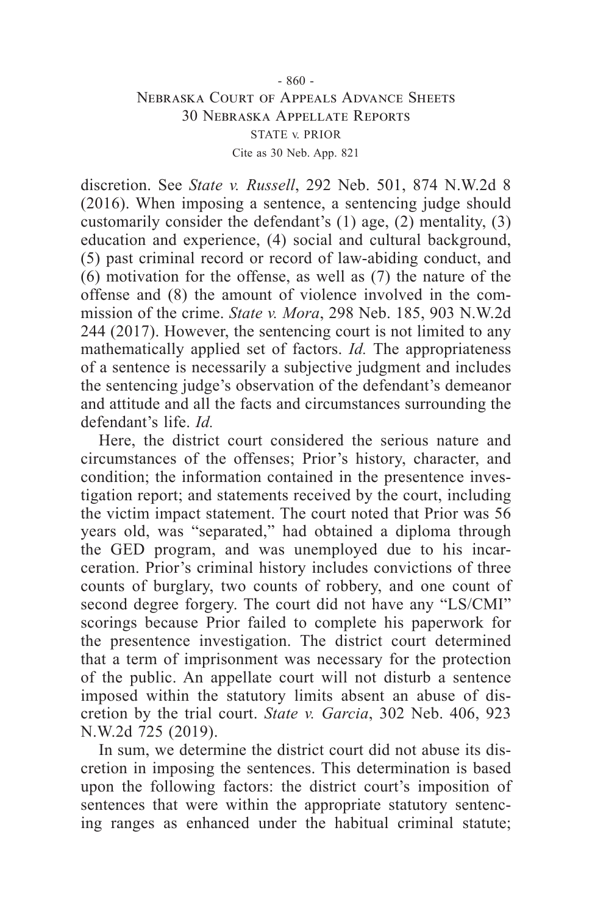discretion. See *State v. Russell*, 292 Neb. 501, 874 N.W.2d 8 (2016). When imposing a sentence, a sentencing judge should customarily consider the defendant's (1) age, (2) mentality, (3) education and experience, (4) social and cultural background, (5) past criminal record or record of law-abiding conduct, and (6) motivation for the offense, as well as (7) the nature of the offense and (8) the amount of violence involved in the commission of the crime. *State v. Mora*, 298 Neb. 185, 903 N.W.2d 244 (2017). However, the sentencing court is not limited to any mathematically applied set of factors. *Id.* The appropriateness of a sentence is necessarily a subjective judgment and includes the sentencing judge's observation of the defendant's demeanor and attitude and all the facts and circumstances surrounding the defendant's life. *Id.*

Here, the district court considered the serious nature and circumstances of the offenses; Prior's history, character, and condition; the information contained in the presentence investigation report; and statements received by the court, including the victim impact statement. The court noted that Prior was 56 years old, was "separated," had obtained a diploma through the GED program, and was unemployed due to his incarceration. Prior's criminal history includes convictions of three counts of burglary, two counts of robbery, and one count of second degree forgery. The court did not have any "LS/CMI" scorings because Prior failed to complete his paperwork for the presentence investigation. The district court determined that a term of imprisonment was necessary for the protection of the public. An appellate court will not disturb a sentence imposed within the statutory limits absent an abuse of discretion by the trial court. *State v. Garcia*, 302 Neb. 406, 923 N.W.2d 725 (2019).

In sum, we determine the district court did not abuse its discretion in imposing the sentences. This determination is based upon the following factors: the district court's imposition of sentences that were within the appropriate statutory sentencing ranges as enhanced under the habitual criminal statute;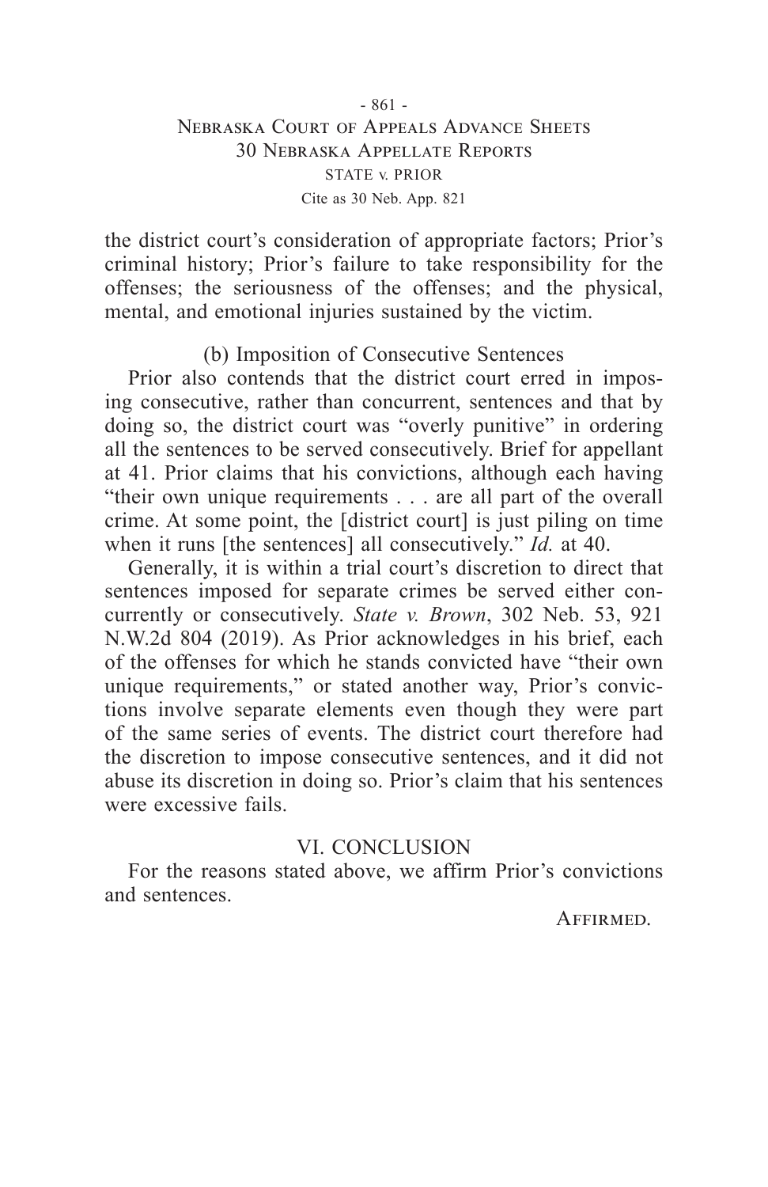the district court's consideration of appropriate factors; Prior's criminal history; Prior's failure to take responsibility for the offenses; the seriousness of the offenses; and the physical, mental, and emotional injuries sustained by the victim.

### (b) Imposition of Consecutive Sentences

Prior also contends that the district court erred in imposing consecutive, rather than concurrent, sentences and that by doing so, the district court was "overly punitive" in ordering all the sentences to be served consecutively. Brief for appellant at 41. Prior claims that his convictions, although each having "their own unique requirements . . . are all part of the overall crime. At some point, the [district court] is just piling on time when it runs [the sentences] all consecutively." *Id.* at 40.

Generally, it is within a trial court's discretion to direct that sentences imposed for separate crimes be served either concurrently or consecutively. *State v. Brown*, 302 Neb. 53, 921 N.W.2d 804 (2019). As Prior acknowledges in his brief, each of the offenses for which he stands convicted have "their own unique requirements," or stated another way, Prior's convictions involve separate elements even though they were part of the same series of events. The district court therefore had the discretion to impose consecutive sentences, and it did not abuse its discretion in doing so. Prior's claim that his sentences were excessive fails.

## VI. CONCLUSION

For the reasons stated above, we affirm Prior's convictions and sentences.

Affirmed.